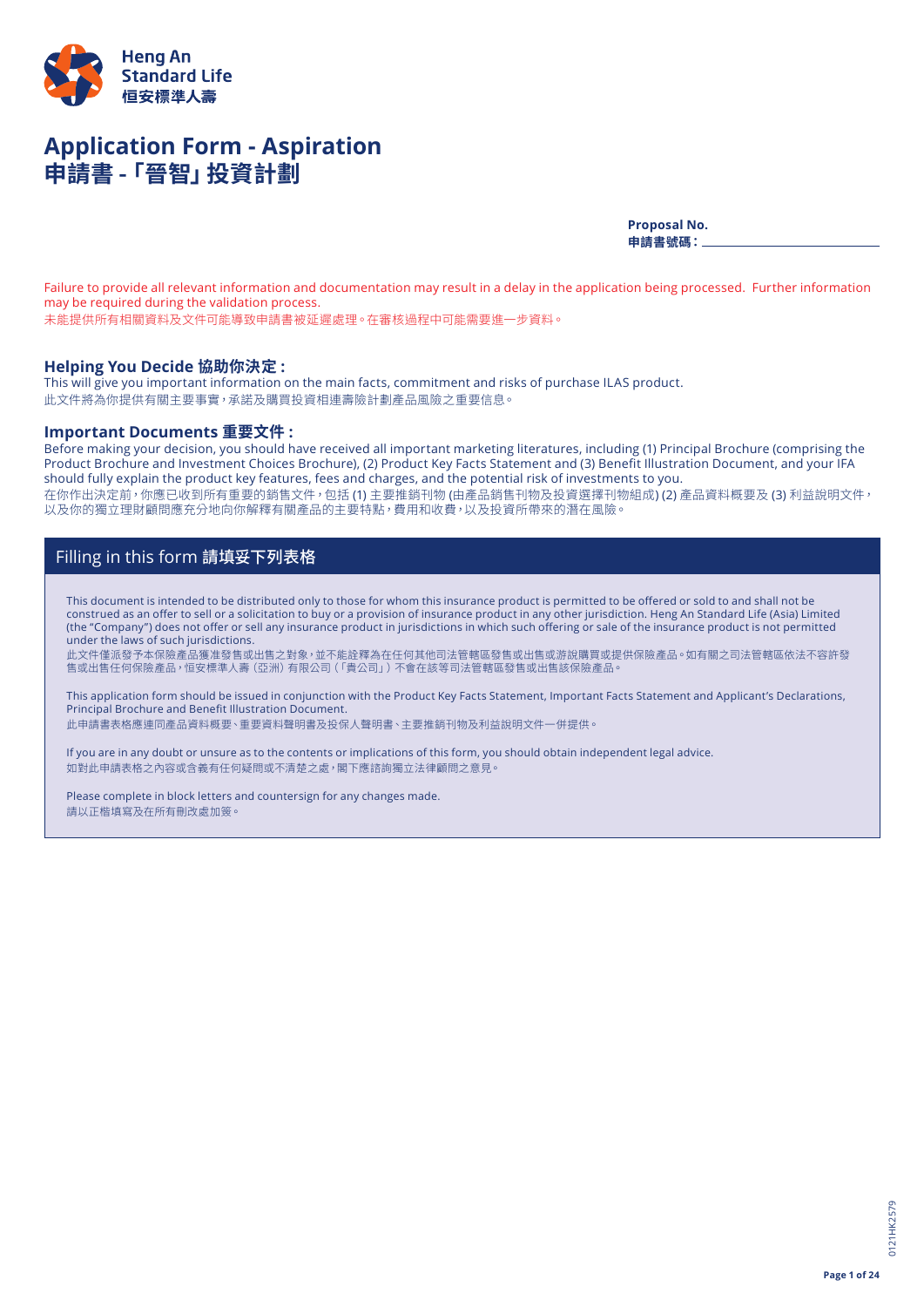Heng An
Standard Life
恒安標準人壽

# Application Form - Aspiration
# 申請書 -「晉智」投資計劃

**Proposal No.**
**申請書號碼：** ____________________

Failure to provide all relevant information and documentation may result in a delay in the application being processed. Further information may be required during the validation process.
未能提供所有相關資料及文件可能導致申請書被延遲處理。在審核過程中可能需要進一步資料。

## Helping You Decide 協助你決定：

This will give you important information on the main facts, commitment and risks of purchase ILAS product.
此文件將為你提供有關主要事實，承諾及購買投資相連壽險計劃產品風險之重要信息。

## Important Documents 重要文件：

Before making your decision, you should have received all important marketing literatures, including (1) Principal Brochure (comprising the Product Brochure and Investment Choices Brochure), (2) Product Key Facts Statement and (3) Benefit Illustration Document, and your IFA should fully explain the product key features, fees and charges, and the potential risk of investments to you.
在你作出決定前，你應已收到所有重要的銷售文件，包括 (1) 主要推銷刊物 (由產品銷售刊物及投資選擇刊物組成) (2) 產品資料概要及 (3) 利益說明文件，以及你的獨立理財顧問應充分地向你解釋有關產品的主要特點，費用和收費，以及投資所帶來的潛在風險。

## Filling in this form 請填妥下列表格

This document is intended to be distributed only to those for whom this insurance product is permitted to be offered or sold to and shall not be construed as an offer to sell or a solicitation to buy or a provision of insurance product in any other jurisdiction. Heng An Standard Life (Asia) Limited (the "Company") does not offer or sell any insurance product in jurisdictions in which such offering or sale of the insurance product is not permitted under the laws of such jurisdictions.
此文件僅派發予本保險產品獲准發售或出售之對象，並不能詮釋為在任何其他司法管轄區發售或出售或游說購買或提供保險產品。如有關之司法管轄區依法不容許發售或出售任何保險產品，恒安標準人壽（亞洲）有限公司（「貴公司」）不會在該等司法管轄區發售或出售該保險產品。

This application form should be issued in conjunction with the Product Key Facts Statement, Important Facts Statement and Applicant's Declarations, Principal Brochure and Benefit Illustration Document.
此申請書表格應連同產品資料概要、重要資料聲明書及投保人聲明書、主要推銷刊物及利益說明文件一併提供。

If you are in any doubt or unsure as to the contents or implications of this form, you should obtain independent legal advice.
如對此申請表格之內容或含義有任何疑問或不清楚之處，閣下應諮詢獨立法律顧問之意見。

Please complete in block letters and countersign for any changes made.
請以正楷填寫及在所有刪改處加簽。

0121HK2579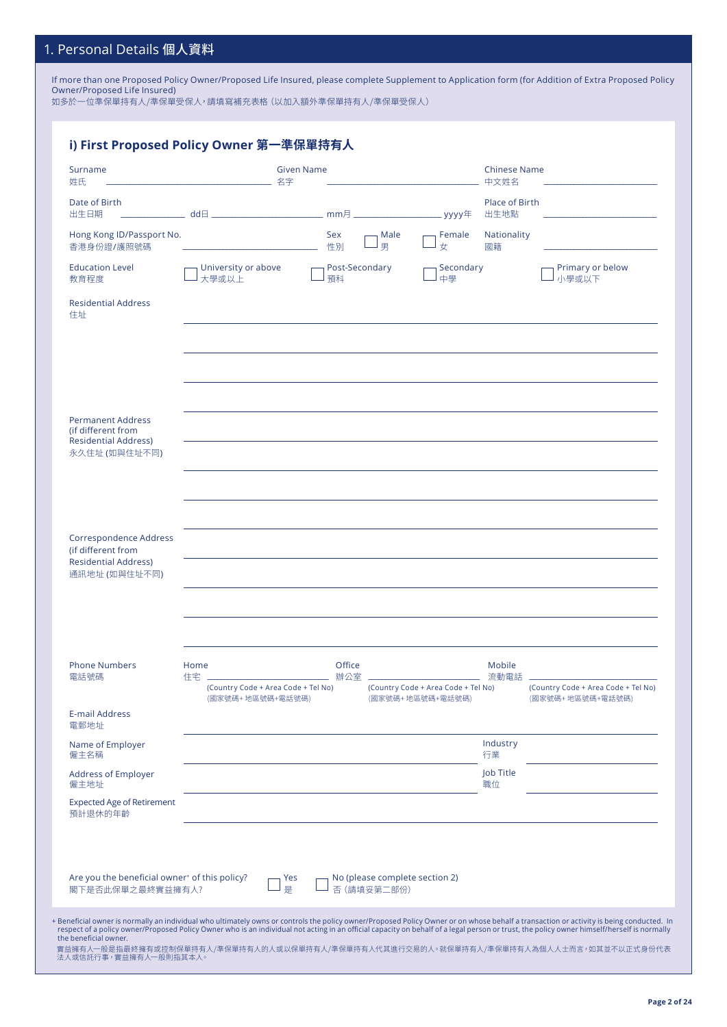# 1. Personal Details 個人資料

If more than one Proposed Policy Owner/Proposed Life Insured, please complete Supplement to Application form (for Addition of Extra Proposed Policy Owner/Proposed Life Insured)
如多於一位準保單持有人/準保單受保人，請填寫補充表格（以加入額外準保單持有人/準保單受保人）

## i) First Proposed Policy Owner 第一準保單持有人

Surname 姓氏 ______________ Given Name 名字 ______________ Chinese Name 中文姓名 ______________

Date of Birth 出生日期 ______ dd日 ______ mm月 ______ yyyy年 Place of Birth 出生地點 ______________

Hong Kong ID/Passport No. 香港身份證/護照號碼 ______________ Sex 性別 ☐ Male 男 ☐ Female 女 Nationality 國籍 ______________

Education Level 教育程度 ☐ University or above 大學或以上 ☐ Post-Secondary 預科 ☐ Secondary 中學 ☐ Primary or below 小學或以下

Residential Address 住址
______________________________
______________________________
______________________________
______________________________

Permanent Address (if different from Residential Address) 永久住址 (如與住址不同)
______________________________
______________________________
______________________________
______________________________

Correspondence Address (if different from Residential Address) 通訊地址 (如與住址不同)
______________________________
______________________________
______________________________
______________________________

Phone Numbers 電話號碼
Home 住宅 ______________ (Country Code + Area Code + Tel No) (國家號碼+地區號碼+電話號碼)
Office 辦公室 ______________ (Country Code + Area Code + Tel No) (國家號碼+地區號碼+電話號碼)
Mobile 流動電話 ______________ (Country Code + Area Code + Tel No) (國家號碼+地區號碼+電話號碼)

E-mail Address 電郵地址 ______________

Name of Employer 僱主名稱 ______________ Industry 行業 ______________

Address of Employer 僱主地址 ______________ Job Title 職位 ______________

Expected Age of Retirement 預計退休的年齡 ______________

Are you the beneficial owner+ of this policy? 閣下是否此保單之最終實益擁有人? ☐ Yes 是 ☐ No (please complete section 2) 否（請填妥第二部份）

+ Beneficial owner is normally an individual who ultimately owns or controls the policy owner/Proposed Policy Owner or on whose behalf a transaction or activity is being conducted. In respect of a policy owner/Proposed Policy Owner who is an individual not acting in an official capacity on behalf of a legal person or trust, the policy owner himself/herself is normally the beneficial owner.
實益擁有人一般是指最終擁有或控制保單持有人/準保單持有人的人或以保單持有人/準保單持有人代其進行交易的人。就保單持有人/準保單持有人為個人人士而言，如其並不以正式身份代表法人或信託行事，實益擁有人一般則指其本人。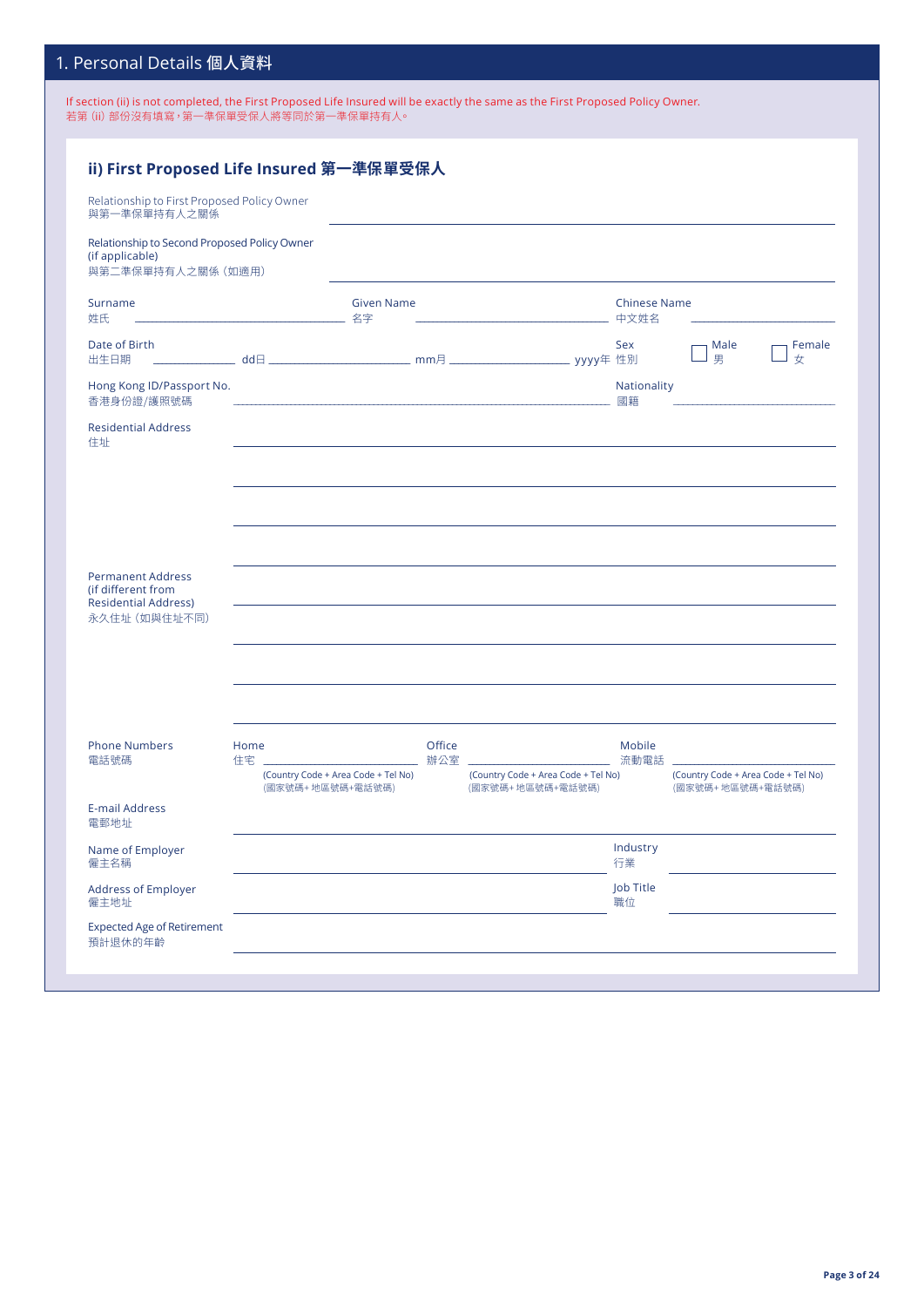## 1. Personal Details 個人資料

If section (ii) is not completed, the First Proposed Life Insured will be exactly the same as the First Proposed Policy Owner.
若第 (ii) 部份沒有填寫，第一準保單受保人將等同於第一準保單持有人。

### ii) First Proposed Life Insured 第一準保單受保人

Relationship to First Proposed Policy Owner
與第一準保單持有人之關係 ______________________________

Relationship to Second Proposed Policy Owner (if applicable)
與第二準保單持有人之關係（如適用） ______________________________

Surname 姓氏 ______________ Given Name 名字 ______________ Chinese Name 中文姓名 ______________

Date of Birth 出生日期 ________ dd日 ________ mm月 ________ yyyy年 Sex 性別 ☐ Male 男 ☐ Female 女

Hong Kong ID/Passport No. 香港身份證/護照號碼 ______________________________ Nationality 國籍 ______________

Residential Address 住址
______________________________
______________________________
______________________________
______________________________

Permanent Address (if different from Residential Address) 永久住址（如與住址不同）
______________________________
______________________________
______________________________
______________________________

Phone Numbers 電話號碼
Home 住宅 ______________ (Country Code + Area Code + Tel No) (國家號碼+ 地區號碼+電話號碼)
Office 辦公室 ______________ (Country Code + Area Code + Tel No) (國家號碼+ 地區號碼+電話號碼)
Mobile 流動電話 ______________ (Country Code + Area Code + Tel No) (國家號碼+ 地區號碼+電話號碼)

E-mail Address 電郵地址 ______________________________

Name of Employer 僱主名稱 ______________ Industry 行業 ______________

Address of Employer 僱主地址 ______________ Job Title 職位 ______________

Expected Age of Retirement 預計退休的年齡 ______________________________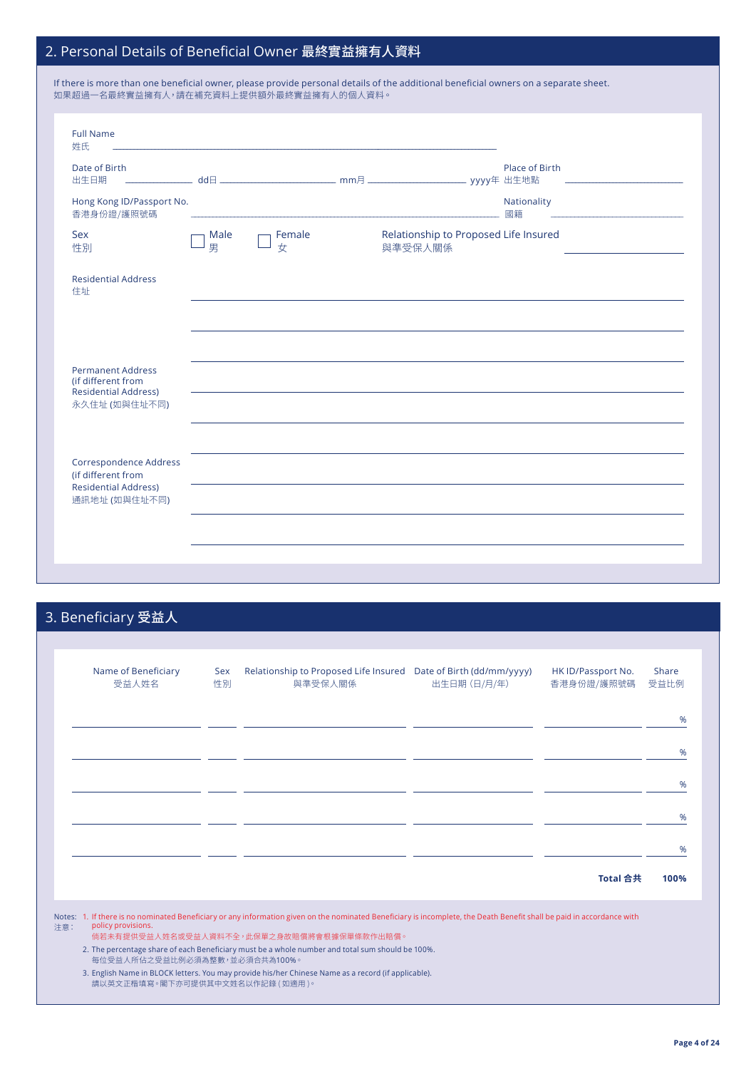## 2. Personal Details of Beneficial Owner 最終實益擁有人資料

If there is more than one beneficial owner, please provide personal details of the additional beneficial owners on a separate sheet.
如果超過一名最終實益擁有人，請在補充資料上提供額外最終實益擁有人的個人資料。

Full Name
姓氏 ______________________________

Date of Birth
出生日期 ________ dd日 ________ mm月 ________ yyyy年

Place of Birth
出生地點 ________

Hong Kong ID/Passport No.
香港身份證/護照號碼 ________

Nationality
國籍 ________

Sex
性別 ☐ Male 男 ☐ Female 女

Relationship to Proposed Life Insured
與準受保人關係 ________

Residential Address
住址 ________

Permanent Address (if different from Residential Address)
永久住址 (如與住址不同) ________

Correspondence Address (if different from Residential Address)
通訊地址 (如與住址不同) ________

## 3. Beneficiary 受益人

| Name of Beneficiary 受益人姓名 | Sex 性別 | Relationship to Proposed Life Insured 與準受保人關係 | Date of Birth (dd/mm/yyyy) 出生日期 (日/月/年) | HK ID/Passport No. 香港身份證/護照號碼 | Share 受益比例 |
|---|---|---|---|---|---|
| | | | | | % |
| | | | | | % |
| | | | | | % |
| | | | | | % |
| | | | | | % |
| | | | | **Total 合共** | **100%** |

Notes: 注意：

1. If there is no nominated Beneficiary or any information given on the nominated Beneficiary is incomplete, the Death Benefit shall be paid in accordance with policy provisions.
   倘若未有提供受益人姓名或受益人資料不全，此保單之身故賠償將會根據保單條款作出賠償。
2. The percentage share of each Beneficiary must be a whole number and total sum should be 100%.
   每位受益人所佔之受益比例必須為整數，並必須合共為100%。
3. English Name in BLOCK letters. You may provide his/her Chinese Name as a record (if applicable).
   請以英文正楷填寫。閣下亦可提供其中文姓名以作記錄 ( 如適用 )。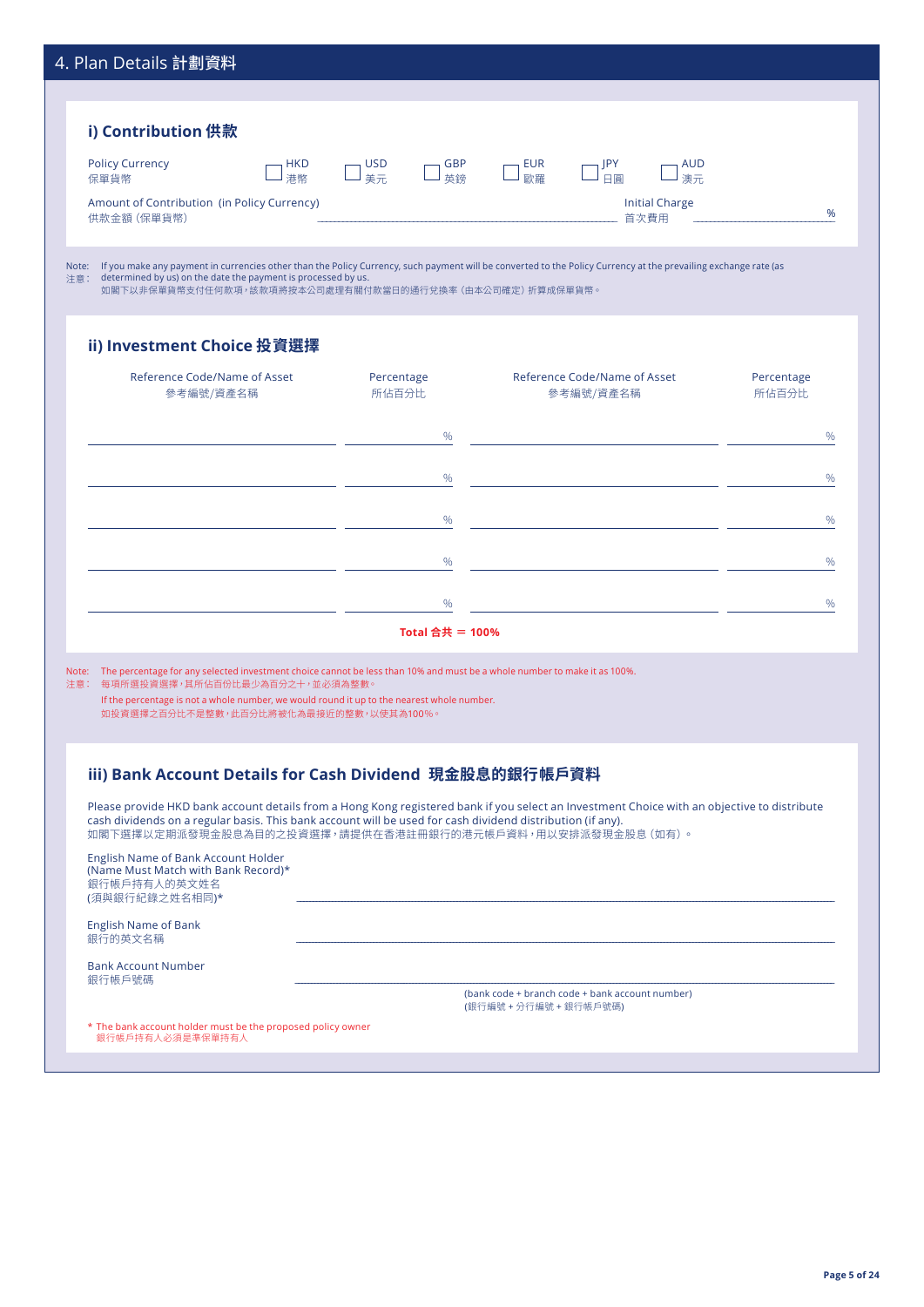## 4. Plan Details 計劃資料

### i) Contribution 供款

Policy Currency 保單貨幣 ☐ HKD 港幣 ☐ USD 美元 ☐ GBP 英鎊 ☐ EUR 歐羅 ☐ JPY 日圓 ☐ AUD 澳元

Amount of Contribution (in Policy Currency) 供款金額（保單貨幣） ______________________ Initial Charge 首次費用 __________ %

Note: If you make any payment in currencies other than the Policy Currency, such payment will be converted to the Policy Currency at the prevailing exchange rate (as determined by us) on the date the payment is processed by us.
注意：如閣下以非保單貨幣支付任何款項，該款項將按本公司處理有關付款當日的通行兌換率（由本公司確定）折算成保單貨幣。

### ii) Investment Choice 投資選擇

| Reference Code/Name of Asset 參考編號/資產名稱 | Percentage 所佔百分比 | Reference Code/Name of Asset 參考編號/資產名稱 | Percentage 所佔百分比 |
|---|---|---|---|
| | % | | % |
| | % | | % |
| | % | | % |
| | % | | % |
| | % | | % |

**Total 合共 = 100%**

Note: The percentage for any selected investment choice cannot be less than 10% and must be a whole number to make it as 100%.
注意：每項所選投資選擇，其所佔百份比最少為百分之十，並必須為整數。

If the percentage is not a whole number, we would round it up to the nearest whole number.
如投資選擇之百分比不是整數，此百分比將被化為最接近的整數，以使其為100%。

### iii) Bank Account Details for Cash Dividend 現金股息的銀行帳戶資料

Please provide HKD bank account details from a Hong Kong registered bank if you select an Investment Choice with an objective to distribute cash dividends on a regular basis. This bank account will be used for cash dividend distribution (if any).
如閣下選擇以定期派發現金股息為目的之投資選擇，請提供在香港註冊銀行的港元帳戶資料，用以安排派發現金股息（如有）。

English Name of Bank Account Holder (Name Must Match with Bank Record)* 銀行帳戶持有人的英文姓名 (須與銀行紀錄之姓名相同)* ______________________

English Name of Bank 銀行的英文名稱 ______________________

Bank Account Number 銀行帳戶號碼 ______________________
(bank code + branch code + bank account number)
(銀行編號 + 分行編號 + 銀行帳戶號碼)

\* The bank account holder must be the proposed policy owner
銀行帳戶持有人必須是準保單持有人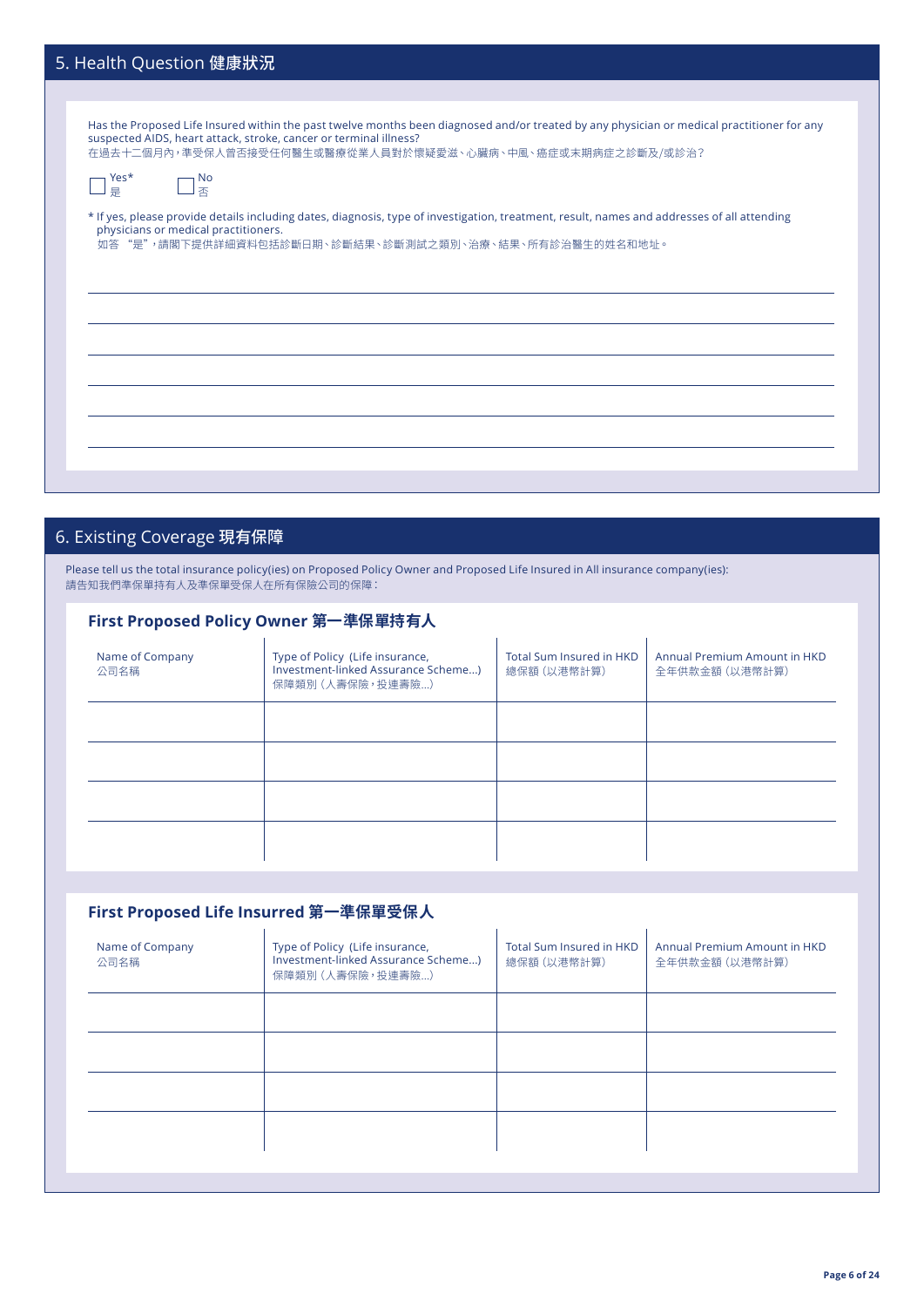## 5. Health Question 健康狀況

Has the Proposed Life Insured within the past twelve months been diagnosed and/or treated by any physician or medical practitioner for any suspected AIDS, heart attack, stroke, cancer or terminal illness?
在過去十二個月內，準受保人曾否接受任何醫生或醫療從業人員對於懷疑愛滋、心臟病、中風、癌症或末期病症之診斷及/或診治？

☐ Yes* 是　☐ No 否

\* If yes, please provide details including dates, diagnosis, type of investigation, treatment, result, names and addresses of all attending physicians or medical practitioners.
如答 "是"，請閣下提供詳細資料包括診斷日期、診斷結果、診斷測試之類別、治療、結果、所有診治醫生的姓名和地址。

______________________________________________________________________

______________________________________________________________________

______________________________________________________________________

______________________________________________________________________

______________________________________________________________________

## 6. Existing Coverage 現有保障

Please tell us the total insurance policy(ies) on Proposed Policy Owner and Proposed Life Insured in All insurance company(ies):
請告知我們準保單持有人及準保單受保人在所有保險公司的保障：

### First Proposed Policy Owner 第一準保單持有人

| Name of Company 公司名稱 | Type of Policy (Life insurance, Investment-linked Assurance Scheme...) 保障類別（人壽保險，投連壽險...） | Total Sum Insured in HKD 總保額（以港幣計算） | Annual Premium Amount in HKD 全年供款金額（以港幣計算） |
|---|---|---|---|
| | | | |
| | | | |
| | | | |
| | | | |

### First Proposed Life Insurred 第一準保單受保人

| Name of Company 公司名稱 | Type of Policy (Life insurance, Investment-linked Assurance Scheme...) 保障類別（人壽保險，投連壽險...） | Total Sum Insured in HKD 總保額（以港幣計算） | Annual Premium Amount in HKD 全年供款金額（以港幣計算） |
|---|---|---|---|
| | | | |
| | | | |
| | | | |
| | | | |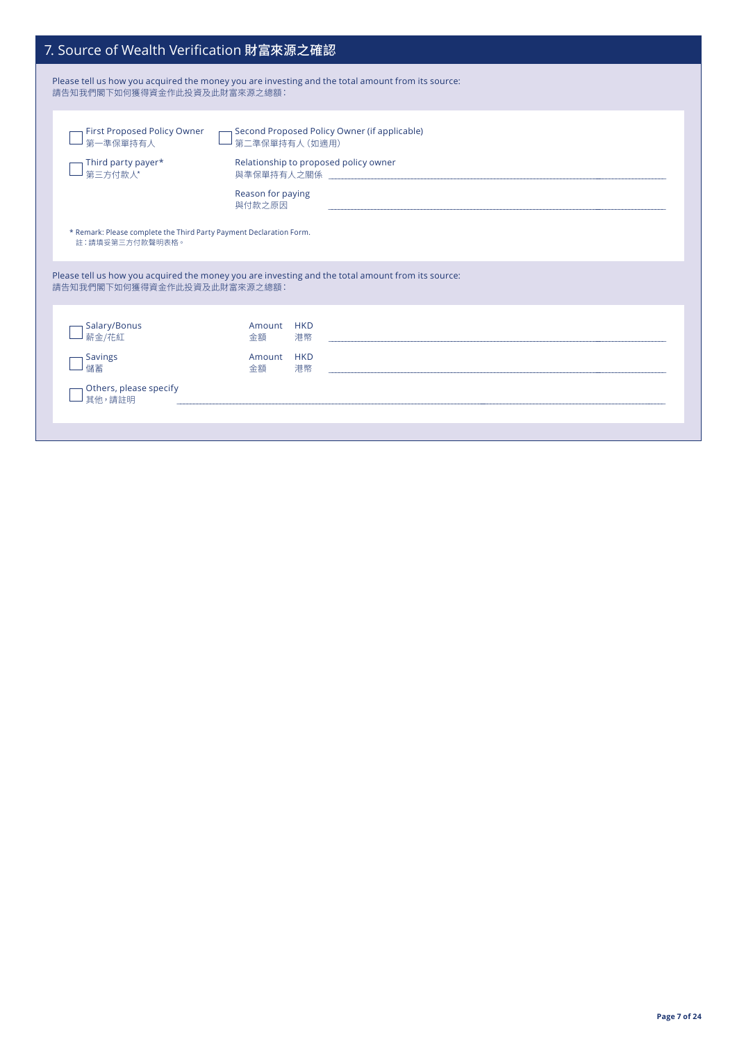## 7. Source of Wealth Verification 財富來源之確認

Please tell us how you acquired the money you are investing and the total amount from its source:
請告知我們閣下如何獲得資金作此投資及此財富來源之總額：

☐ First Proposed Policy Owner
第一準保單持有人

☐ Second Proposed Policy Owner (if applicable)
第二準保單持有人（如適用）

☐ Third party payer*
第三方付款人*

Relationship to proposed policy owner
與準保單持有人之關係 ____________________

Reason for paying
與付款之原因 ____________________

\* Remark: Please complete the Third Party Payment Declaration Form.
註：請填妥第三方付款聲明表格。

Please tell us how you acquired the money you are investing and the total amount from its source:
請告知我們閣下如何獲得資金作此投資及此財富來源之總額：

☐ Salary/Bonus
薪金/花紅

Amount 金額 HKD 港幣 ____________________

☐ Savings
儲蓄

Amount 金額 HKD 港幣 ____________________

☐ Others, please specify
其他，請註明 ____________________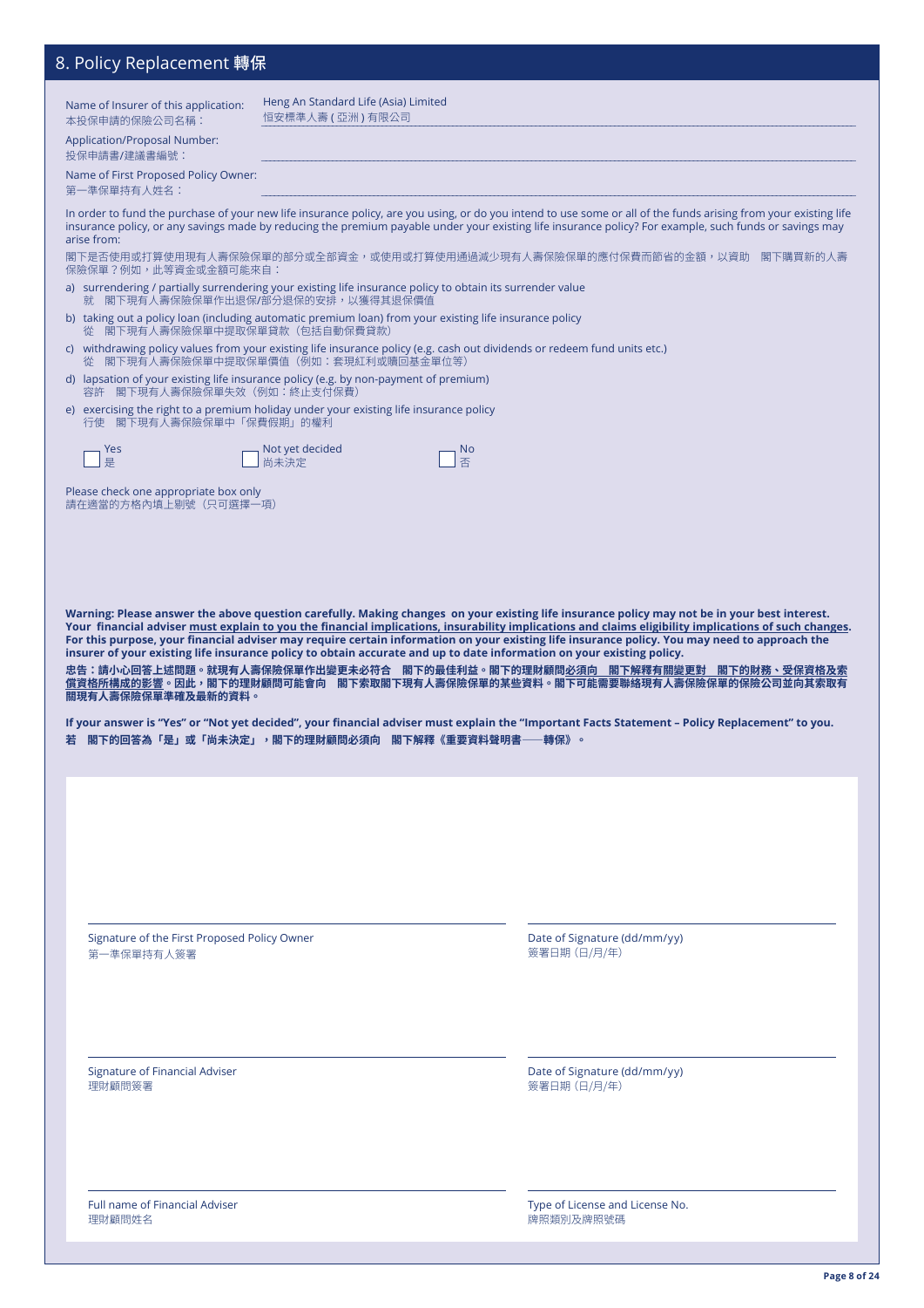## 8. Policy Replacement 轉保

Name of Insurer of this application: 本投保申請的保險公司名稱： Heng An Standard Life (Asia) Limited 恒安標準人壽 ( 亞洲 ) 有限公司

Application/Proposal Number: 投保申請書/建議書編號：

Name of First Proposed Policy Owner: 第一準保單持有人姓名：

In order to fund the purchase of your new life insurance policy, are you using, or do you intend to use some or all of the funds arising from your existing life insurance policy, or any savings made by reducing the premium payable under your existing life insurance policy? For example, such funds or savings may arise from:

閣下是否使用或打算使用現有人壽保險保單的部分或全部資金，或使用或打算使用通過減少現有人壽保險保單的應付保費而節省的金額，以資助 閣下購買新的人壽保險保單？例如，此等資金或金額可能來自：

a) surrendering / partially surrendering your existing life insurance policy to obtain its surrender value
就 閣下現有人壽保險保單作出退保/部分退保的安排，以獲得其退保價值

b) taking out a policy loan (including automatic premium loan) from your existing life insurance policy
從 閣下現有人壽保險保單中提取保單貸款（包括自動保費貸款）

c) withdrawing policy values from your existing life insurance policy (e.g. cash out dividends or redeem fund units etc.)
從 閣下現有人壽保險保單中提取保單價值（例如：套現紅利或贖回基金單位等）

d) lapsation of your existing life insurance policy (e.g. by non-payment of premium)
容許 閣下現有人壽保險保單失效（例如：終止支付保費）

e) exercising the right to a premium holiday under your existing life insurance policy
行使 閣下現有人壽保險保單中「保費假期」的權利

☐ Yes 是　☐ Not yet decided 尚未決定　☐ No 否

Please check one appropriate box only
請在適當的方格內填上剔號（只可選擇一項）

**Warning: Please answer the above question carefully. Making changes on your existing life insurance policy may not be in your best interest. Your financial adviser <u>must explain to you the financial implications, insurability implications and claims eligibility implications of such changes</u>. For this purpose, your financial adviser may require certain information on your existing life insurance policy. You may need to approach the insurer of your existing life insurance policy to obtain accurate and up to date information on your existing policy.**

**忠告：請小心回答上述問題。就現有人壽保險保單作出變更未必符合 閣下的最佳利益。閣下的理財顧問必須向 <u>閣下解釋有關變更對 閣下的財務、受保資格及索償資格所構成的影響</u>。因此，閣下的理財顧問可能會向 閣下索取閣下現有人壽保險保單的某些資料。閣下可能需要聯絡現有人壽保險保單的保險公司並向其索取有關現有人壽保險保單準確及最新的資料。**

**If your answer is "Yes" or "Not yet decided", your financial adviser must explain the "Important Facts Statement – Policy Replacement" to you.**
**若 閣下的回答為「是」或「尚未決定」，閣下的理財顧問必須向 閣下解釋《重要資料聲明書──轉保》。**

Signature of the First Proposed Policy Owner 第一準保單持有人簽署

Date of Signature (dd/mm/yy) 簽署日期（日/月/年）

Signature of Financial Adviser 理財顧問簽署

Date of Signature (dd/mm/yy) 簽署日期（日/月/年）

Full name of Financial Adviser 理財顧問姓名

Type of License and License No. 牌照類別及牌照號碼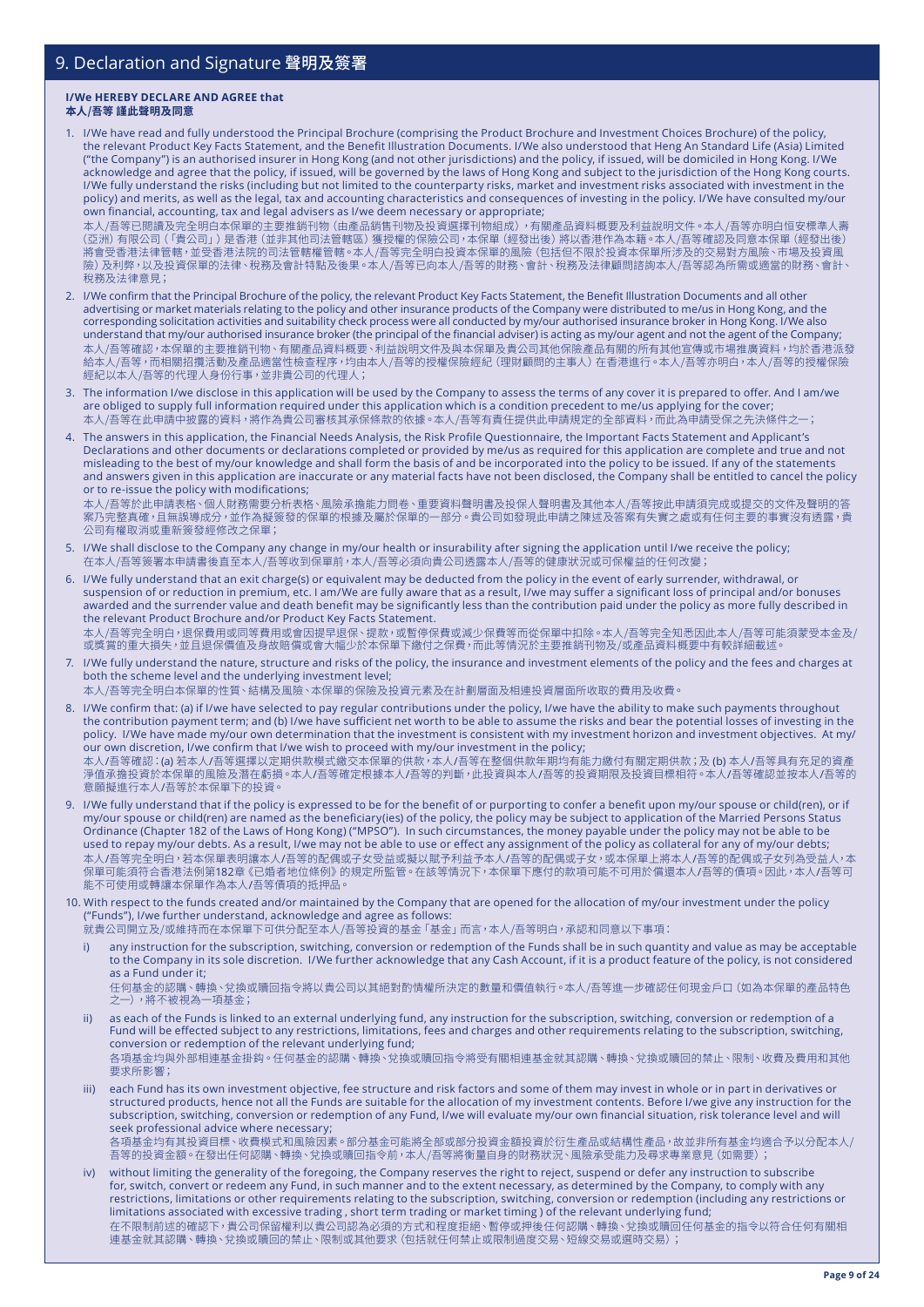# 9. Declaration and Signature 聲明及簽署

**I/We HEREBY DECLARE AND AGREE that**
**本人/吾等 謹此聲明及同意**

1. I/We have read and fully understood the Principal Brochure (comprising the Product Brochure and Investment Choices Brochure) of the policy, the relevant Product Key Facts Statement, and the Benefit Illustration Documents. I/We also understood that Heng An Standard Life (Asia) Limited ("the Company") is an authorised insurer in Hong Kong (and not other jurisdictions) and the policy, if issued, will be domiciled in Hong Kong. I/We acknowledge and agree that the policy, if issued, will be governed by the laws of Hong Kong and subject to the jurisdiction of the Hong Kong courts. I/We fully understand the risks (including but not limited to the counterparty risks, market and investment risks associated with investment in the policy) and merits, as well as the legal, tax and accounting characteristics and consequences of investing in the policy. I/We have consulted my/our own financial, accounting, tax and legal advisers as I/we deem necessary or appropriate;
   本人/吾等已閱讀及完全明白本保單的主要推銷刊物（由產品銷售刊物及投資選擇刊物組成），有關產品資料概要及利益說明文件。本人/吾等亦明白恒安標準人壽（亞洲）有限公司（「貴公司」）是香港（並非其他司法管轄區）獲授權的保險公司，本保單（經發出後）將以香港作為本籍。本人/吾等確認及同意本保單（經發出後）將會受香港法律管轄，並受香港法院的司法管轄權管轄。本人/吾等完全明白投資本保單的風險（包括但不限於投資本保單所涉及的交易對方風險、市場及投資風險）及利弊，以及投資保單的法律、稅務及會計特點及後果。本人/吾等已向本人/吾等的財務、會計、稅務及法律顧問諮詢本人/吾等認為所需或適當的財務、會計、稅務及法律意見；

2. I/We confirm that the Principal Brochure of the policy, the relevant Product Key Facts Statement, the Benefit Illustration Documents and all other advertising or market materials relating to the policy and other insurance products of the Company were distributed to me/us in Hong Kong, and the corresponding solicitation activities and suitability check process were all conducted by my/our authorised insurance broker in Hong Kong. I/We also understand that my/our authorised insurance broker (the principal of the financial adviser) is acting as my/our agent and not the agent of the Company;
   本人/吾等確認，本保單的主要推銷刊物、有關產品資料概要、利益說明文件及與本保單及貴公司其他保險產品有關的所有其他宣傳或市場推廣資料，均於香港派發給本人/吾等，而相關招攬活動及產品適當性檢查程序，均由本人/吾等的授權保險經紀（理財顧問的主事人）在香港進行。本人/吾等亦明白，本人/吾等的授權保險經紀以本人/吾等的代理人身份行事，並非貴公司的代理人；

3. The information I/We disclose in this application will be used by the Company to assess the terms of any cover it is prepared to offer. And I am/we are obliged to supply full information required under this application which is a condition precedent to me/us applying for the cover;
   本人/吾等在此申請中披露的資料，將作為貴公司審核其承保條款的依據。本人/吾等有責任提供此申請規定的全部資料，而此為申請受保之先決條件之一；

4. The answers in this application, the Financial Needs Analysis, the Risk Profile Questionnaire, the Important Facts Statement and Applicant's Declarations and other documents or declarations completed or provided by me/us as required for this application are complete and true and not misleading to the best of my/our knowledge and shall form the basis of and be incorporated into the policy to be issued. If any of the statements and answers given in this application are inaccurate or any material facts have not been disclosed, the Company shall be entitled to cancel the policy or to re-issue the policy with modifications;
   本人/吾等於此申請表格、個人財務需要分析表格、風險承擔能力問卷、重要資料聲明書及投保人聲明書及其他本人/吾等按此申請須完成或提交的文件及聲明的答案乃完整真確，且無誤導成分，並作為擬簽發的保單的根據及屬於保單的一部分。貴公司如發現此申請之陳述及答案有失實之處或有任何主要的事實沒有透露，貴公司有權取消或重新簽發經修改之保單；

5. I/We shall disclose to the Company any change in my/our health or insurability after signing the application until I/We receive the policy;
   在本人/吾等簽署本申請書後直至本人/吾等收到保單前，本人/吾等必須向貴公司透露本人/吾等的健康狀況或可保權益的任何改變；

6. I/We fully understand that an exit charge(s) or equivalent may be deducted from the policy in the event of early surrender, withdrawal, or suspension of or reduction in premium, etc. I am/We are fully aware that as a result, I/we may suffer a significant loss of principal and/or bonuses awarded and the surrender value and death benefit may be significantly less than the contribution paid under the policy as more fully described in the relevant Product Brochure and/or Product Key Facts Statement.
   本人/吾等完全明白，退保費用或同等費用或會因提早退保、提款，或暫停保費或減少保費等而從保單中扣除。本人/吾等完全知悉因此本人/吾等可能須蒙受本金及/或獎賞的重大損失，並且退保價值及身故賠償或會大幅少於本保單下繳付之保費，而此等情況於主要推銷刊物及/或產品資料概要中有較詳細載述。

7. I/We fully understand the nature, structure and risks of the policy, the insurance and investment elements of the policy and the fees and charges at both the scheme level and the underlying investment level;
   本人/吾等完全明白本保單的性質、結構及風險、本保單的保險及投資元素及在計劃層面及相連投資層面所收取的費用及收費。

8. I/We confirm that: (a) if I/we have selected to pay regular contributions under the policy, I/we have the ability to make such payments throughout the contribution payment term; and (b) I/we have sufficient net worth to be able to assume the risks and bear the potential losses of investing in the policy. I/We have made my/our own determination that the investment is consistent with my investment horizon and investment objectives. At my/our own discretion, I/we confirm that I/we wish to proceed with my/our investment in the policy;
   本人/吾等確認：(a) 若本人/吾等選擇以定期供款模式繳交本保單的供款，本人/吾等在整個供款年期均有能力繳付有關定期供款；及 (b) 本人/吾等具有充足的資產淨值承擔投資於本保單的風險及潛在虧損。本人/吾等確定根據本人/吾等的判斷，此投資與本人/吾等的投資期限及投資目標相符。本人/吾等確認並按本人/吾等的意願擬進行本人/吾等於本保單下的投資。

9. I/We fully understand that if the policy is expressed to be for the benefit of or purporting to confer a benefit upon my/our spouse or child(ren), or if my/our spouse or child(ren) are named as the beneficiary(ies) of the policy, the policy may be subject to application of the Married Persons Status Ordinance (Chapter 182 of the Laws of Hong Kong) ("MPSO"). In such circumstances, the money payable under the policy may not be able to be used to repay my/our debts. As a result, I/we may not be able to use or effect any assignment of the policy as collateral for any of my/our debts;
   本人/吾等完全明白，若本保單表明讓本人/吾等的配偶或子女受益或擬以賦予利益予本人/吾等的配偶或子女，或本保單上將本人/吾等的配偶或子女列為受益人，本保單可能須符合香港法例第182章《已婚者地位條例》的規定所監管。在該等情況下，本保單下應付的款項可能不可用於償還本人/吾等的債項。因此，本人/吾等可能不可使用或轉讓本保單作為本人/吾等債項的抵押品。

10. With respect to the funds created and/or maintained by the Company that are opened for the allocation of my/our investment under the policy ("Funds"), I/we further understand, acknowledge and agree as follows:
    就貴公司開立及/或維持而在本保單下可供分配本人/吾等投資的基金「基金」而言，本人/吾等明白，承認和同意以下事項：

    i) any instruction for the subscription, switching, conversion or redemption of the Funds shall be in such quantity and value as may be acceptable to the Company in its sole discretion. I/We further acknowledge that any Cash Account, if it is a product feature of the policy, is not considered as a Fund under it;
       任何基金的認購、轉換、兌換或贖回指令將以貴公司以其絕對酌情權所決定的數量和價值執行。本人/吾等進一步確認任何現金戶口（如為本保單的產品特色之一），將不被視為一項基金；

    ii) as each of the Funds is linked to an external underlying fund, any instruction for the subscription, switching, conversion or redemption of a Fund will be effected subject to any restrictions, limitations, fees and charges and other requirements relating to the subscription, switching, conversion or redemption of the relevant underlying fund;
        各項基金均與外部相連基金掛鈎。任何基金的認購、轉換、兌換或贖回指令將受有關相連基金就其認購、轉換、兌換或贖回的禁止、限制、收費及費用和其他要求所影響；

    iii) each Fund has its own investment objective, fee structure and risk factors and some of them may invest in whole or in part in derivatives or structured products, hence not all the Funds are suitable for the allocation of my investment contents. Before I/we give any instruction for the subscription, switching, conversion or redemption of any Fund, I/we will evaluate my/our own financial situation, risk tolerance level and will seek professional advice where necessary;
         各項基金均有其投資目標、收費模式和風險因素。部分基金可能將全部或部分投資金額投資於衍生產品或結構性產品，故並非所有基金均適合予以分配本人/吾等的投資金額。在發出任何認購、轉換、兌換或贖回指令前，本人/吾等將衡量自身的財務狀況、風險承受能力及尋求專業意見（如需要）；

    iv) without limiting the generality of the foregoing, the Company reserves the right to reject, suspend or defer any instruction to subscribe for, switch, convert or redeem any Fund, in such manner and to the extent necessary, as determined by the Company, to comply with any restrictions, limitations or other requirements relating to the subscription, switching, conversion or redemption (including any restrictions or limitations associated with excessive trading , short term trading or market timing ) of the relevant underlying fund;
        在不限制前述的確認下，貴公司保留權利以貴公司認為必須的方式和程度拒絕、暫停或押後任何認購、轉換、兌換或贖回任何基金的指令以符合任何有關相連基金就其認購、轉換、兌換或贖回的禁止、限制或其他要求（包括就任何禁止或限制過度交易、短線交易或選時交易）；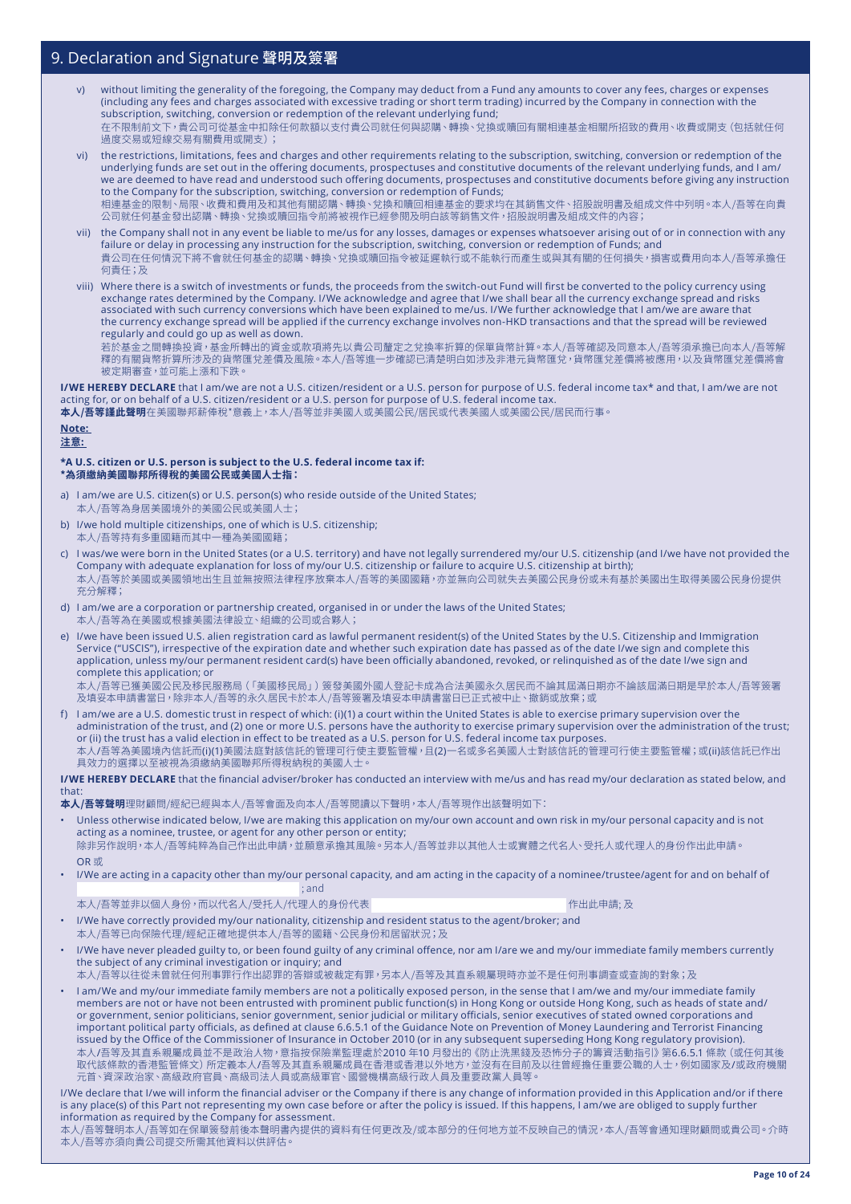## 9. Declaration and Signature 聲明及簽署

v) without limiting the generality of the foregoing, the Company may deduct from a Fund any amounts to cover any fees, charges or expenses (including any fees and charges associated with excessive trading or short term trading) incurred by the Company in connection with the subscription, switching, conversion or redemption of the relevant underlying fund;
在不限制前文下，貴公司可從基金中扣除任何款額以支付貴公司就任何與認購、轉換、兌換或贖回有關相連基金相關所招致的費用、收費或開支（包括就任何過度交易或短線交易有關費用或開支）；

vi) the restrictions, limitations, fees and charges and other requirements relating to the subscription, switching, conversion or redemption of the underlying funds are set out in the offering documents, prospectuses and constitutive documents of the relevant underlying funds, and I am/we are deemed to have read and understood such offering documents, prospectuses and constitutive documents before giving any instruction to the Company for the subscription, switching, conversion or redemption of Funds;
相連基金的限制、局限、收費和費用及和其他有關認購、轉換、兌換和贖回相連基金的要求均在其銷售文件、招股說明書及組成文件中列明。本人/吾等在向貴公司就任何基金發出認購、轉換、兌換或贖回指令前將被視作已經參閱及明白該等銷售文件，招股說明書及組成文件的內容；

vii) the Company shall not in any event be liable to me/us for any losses, damages or expenses whatsoever arising out of or in connection with any failure or delay in processing any instruction for the subscription, switching, conversion or redemption of Funds; and
貴公司在任何情況下將不會就任何基金的認購、轉換、兌換或贖回指令被延遲執行或不能執行而產生或與其有關的任何損失，損害或費用向本人/吾等承擔任何責任；及

viii) Where there is a switch of investments or funds, the proceeds from the switch-out Fund will first be converted to the policy currency using exchange rates determined by the Company. I/We acknowledge and agree that I/we shall bear all the currency exchange spread and risks associated with such currency conversions which have been explained to me/us. I/We further acknowledge that I am/we are aware that the currency exchange spread will be applied if the currency exchange involves non-HKD transactions and that the spread will be reviewed regularly and could go up as well as down.
若於基金之間轉換投資，基金所轉出的資金或款項將先以貴公司釐定之兌換率折算的保單貨幣計算。本人/吾等確認及同意本人/吾等須承擔已向本人/吾等解釋的有關貨幣折算所涉及的貨幣匯兌差價及風險。本人/吾等進一步確認已清楚明白如涉及非港元貨幣匯兌，貨幣匯兌差價將被應用，以及貨幣匯兌差價將會被定期審查，並可能上漲和下跌。

**I/WE HEREBY DECLARE** that I am/we are not a U.S. citizen/resident or a U.S. person for purpose of U.S. federal income tax* and that, I am/we are not acting for, or on behalf of a U.S. citizen/resident or a U.S. person for purpose of U.S. federal income tax.
**本人/吾等謹此聲明**在美國聯邦薪俸稅*意義上，本人/吾等並非美國人或美國公民/居民或代表美國人或美國公民/居民而行事。

**Note:**
**注意:**

**\*A U.S. citizen or U.S. person is subject to the U.S. federal income tax if:**
**\*為須繳納美國聯邦所得稅的美國公民或美國人士指：**

a) I am/we are U.S. citizen(s) or U.S. person(s) who reside outside of the United States;
本人/吾等為身居美國境外的美國公民或美國人士；

b) I/we hold multiple citizenships, one of which is U.S. citizenship;
本人/吾等持有多重國籍而其中一種為美國國籍；

c) I was/we were born in the United States (or a U.S. territory) and have not legally surrendered my/our U.S. citizenship (and I/we have not provided the Company with adequate explanation for loss of my/our U.S. citizenship or failure to acquire U.S. citizenship at birth);
本人/吾等於美國或美國領地出生且並無按照法律程序放棄本人/吾等的美國國籍，亦並無向公司就失去美國公民身份或未有基於美國出生取得美國公民身份提供充分解釋；

d) I am/we are a corporation or partnership created, organised in or under the laws of the United States;
本人/吾等為在美國或根據美國法律設立、組織的公司或合夥人；

e) I/we have been issued U.S. alien registration card as lawful permanent resident(s) of the United States by the U.S. Citizenship and Immigration Service ("USCIS"), irrespective of the expiration date and whether such expiration date has passed as of the date I/we sign and complete this application, unless my/our permanent resident card(s) have been officially abandoned, revoked, or relinquished as of the date I/we sign and complete this application; or
本人/吾等已獲美國公民及移民服務局（「美國移民局」）簽發美國外國人登記卡成為合法美國永久居民而不論其屆滿日期亦不論該屆滿日期是早於本人/吾等簽署及填妥本申請書當日，除非本人/吾等的永久居民卡於本人/吾等簽署及填妥本申請書當日已正式被中止、撤銷或放棄；或

f) I am/we are a U.S. domestic trust in respect of which: (i)(1) a court within the United States is able to exercise primary supervision over the administration of the trust, and (2) one or more U.S. persons have the authority to exercise primary supervision over the administration of the trust; or (ii) the trust has a valid election in effect to be treated as a U.S. person for U.S. federal income tax purposes.
本人/吾等為美國境內信託而(i)(1)美國法庭對該信託的管理可行使主要監管權，且(2)一名或多名美國人士對該信託的管理可行使主要監管權；或(ii)該信託已作出具效力的選擇以至被視為須繳納美國聯邦所得稅納稅的美國人士。

**I/WE HEREBY DECLARE** that the financial adviser/broker has conducted an interview with me/us and has read my/our declaration as stated below, and that:
**本人/吾等聲明**理財顧問/經紀已經與本人/吾等會面及向本人/吾等閱讀以下聲明，本人/吾等現作出該聲明如下：

- Unless otherwise indicated below, I/we are making this application on my/our own account and own risk in my/our personal capacity and is not acting as a nominee, trustee, or agent for any other person or entity;
除非另作說明，本人/吾等純粹為自己作出此申請，並願意承擔其風險。另本人/吾等並非以其他人士或實體之代名人、受托人或代理人的身份作出此申請。
OR 或
- I/We are acting in a capacity other than my/our personal capacity, and am acting in the capacity of a nominee/trustee/agent for and on behalf of ______________________ ; and
本人/吾等並非以個人身份，而以代名人/受托人/代理人的身份代表 ______________________ 作出此申請; 及
- I/We have correctly provided my/our nationality, citizenship and resident status to the agent/broker; and
本人/吾等已向保險代理/經紀正確地提供本人/吾等的國籍、公民身份和居留狀況；及
- I/We have never pleaded guilty to, or been found guilty of any criminal offence, nor am I/are we and my/our immediate family members currently the subject of any criminal investigation or inquiry; and
本人/吾等以往從未曾就任何刑事罪行作出認罪的答辯或被裁定有罪，另本人/吾等及其直系親屬現時亦並不是任何刑事調查或查詢的對象；及
- I am/We and my/our immediate family members are not a politically exposed person, in the sense that I am/we and my/our immediate family members are not or have not been entrusted with prominent public function(s) in Hong Kong or outside Hong Kong, such as heads of state and/or government, senior politicians, senior government, senior judicial or military officials, senior executives of stated owned corporations and important political party officials, as defined at clause 6.6.5.1 of the Guidance Note on Prevention of Money Laundering and Terrorist Financing issued by the Office of the Commissioner of Insurance in October 2010 (or in any subsequent superseding Hong Kong regulatory provision).
本人/吾等及其直系親屬成員並不是政治人物，意指按保險業監理處於2010 年10 月發出的《防止洗黑錢及恐怖分子的籌資活動指引》第6.6.5.1 條款（或任何其後取代該條款的香港監管條文）所定義本人/吾等及其直系親屬成員在香港或香港以外地方，並沒有在目前及以往曾經擔任重要公職的人士，例如國家及/或政府機關元首、資深政治家、高級政府官員、高級司法人員或高級軍官、國營機構高級行政人員及重要政黨人員等。

I/We declare that I/we will inform the financial adviser or the Company if there is any change of information provided in this Application and/or if there is any place(s) of this Part not representing my own case before or after the policy is issued. If this happens, I am/we are obliged to supply further information as required by the Company for assessment.
本人/吾等聲明本人/吾等如在保單簽發前後本聲明書內提供的資料有任何更改及/或本部分的任何地方並不反映自己的情況，本人/吾等會通知理財顧問或貴公司。介時本人/吾等亦須向貴公司提交所需其他資料以供評估。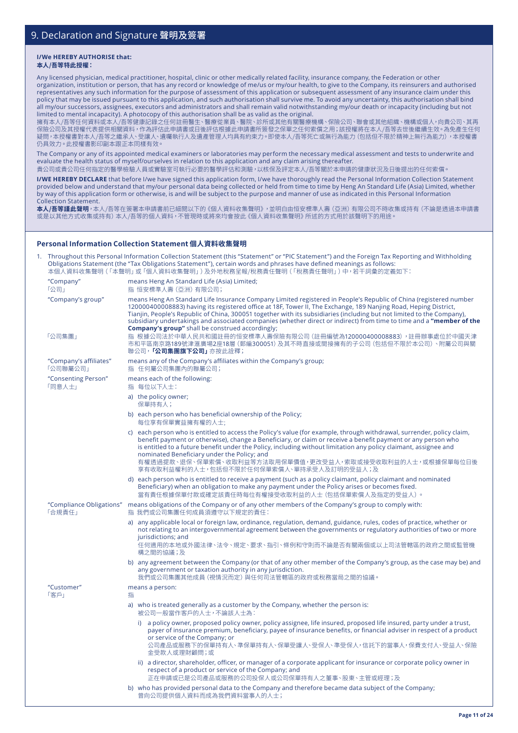# 9. Declaration and Signature 聲明及簽署

**I/We HEREBY AUTHORISE that:**
**本人/吾等特此授權：**

Any licensed physician, medical practitioner, hospital, clinic or other medically related facility, insurance company, the Federation or other organization, institution or person, that has any record or knowledge of me/us or my/our health, to give to the Company, its reinsurers and authorised representatives any such information for the purpose of assessment of this application or subsequent assessment of any insurance claim under this policy that may be issued pursuant to this application, and such authorisation shall survive me. To avoid any uncertainty, this authorisation shall bind all my/our successors, assignees, executors and administrators and shall remain valid notwithstanding my/our death or incapacity (including but not limited to mental incapacity). A photocopy of this authorisation shall be as valid as the original.
擁有本人/吾等任何資料或本人/吾等健康記錄之任何註冊醫生、醫療從業員、醫院、診所或其他有關醫療機構、保險公司、聯會或其他組織、機構或個人，向貴公司、其再保險公司及其授權代表提供相關資料，作為評估此申請書或日後評估根據此申請書所簽發之保單之任何索償之用；該授權將在本人/吾等去世後繼續生效。為免產生任何疑問，本授權書對本人/吾等之繼承人、受讓人、遺囑執行人及遺產管理人均具有約束力。即使本人/吾等死亡或無行為能力（包括但不限於精神上無行為能力），本授權書仍具效力。此授權書影印副本跟正本同樣有效。

The Company or any of its appointed medical examiners or laboratories may perform the necessary medical assessment and tests to underwrite and evaluate the health status of myself/ourselves in relation to this application and any claim arising thereafter.
貴公司或貴公司任何指定的醫學檢驗人員或實驗室可執行必要的醫學評估和測驗，以核保及評定本人/吾等關於本申請的健康狀況及日後提出的任何索償。

**I/WE HEREBY DECLARE** that before I/we have signed this application form, I/we have thoroughly read the Personal Information Collection Statement provided below and understand that my/our personal data being collected or held from time to time by Heng An Standard Life (Asia) Limited, whether by way of this application form or otherwise, is and will be subject to the purpose and manner of use as indicated in this Personal Information Collection Statement.
**本人/吾等謹此聲明**，本人/吾等在簽署本申請書前已細閱以下的《個人資料收集聲明》，並明白由恒安標準人壽（亞洲）有限公司不時收集或持有（不論是透過本申請書或是以其他方式收集或持有）本人/吾等的個人資料，不管現時或將來均會按此《個人資料收集聲明》所述的方式用於該聲明下的用途。

## Personal Information Collection Statement 個人資料收集聲明

1. Throughout this Personal Information Collection Statement (this "Statement" or "PIC Statement") and the Foreign Tax Reporting and Withholding Obligations Statement (the "Tax Obligations Statement"), certain words and phrases have defined meanings as follows:
本個人資料收集聲明（「本聲明」或「個人資料收集聲明」）及外地稅務呈報/稅務責任聲明（「稅務責任聲明」）中，若干詞彙的定義如下：

"Company" 「公司」
means Heng An Standard Life (Asia) Limited;
指 恒安標準人壽（亞洲）有限公司；

"Company's group" 「公司集團」
means Heng An Standard Life Insurance Company Limited registered in People's Republic of China (registered number 120000400008883) having its registered office at 18F, Tower II, The Exchange, 189 Nanjing Road, Heping District, Tianjin, People's Republic of China, 300051 together with its subsidiaries (including but not limited to the Company), subsidiary undertakings and associated companies (whether direct or indirect) from time to time and a **"member of the Company's group"** shall be construed accordingly;
指 根據公司法於中華人民共和國註冊的恒安標準人壽保險有限公司（註冊編號為120000400008883），註冊辦事處位於中國天津市和平區南京路189號津滙廣場2座18層（郵編300051）及其不時直接或間接擁有的子公司（包括但不限於本公司）、附屬公司與關聯公司，**「公司集團旗下公司」**亦按此詮釋；

"Company's affiliates" 「公司聯屬公司」
means any of the Company's affiliates within the Company's group;
指 任何屬公司集團內的聯屬公司；

"Consenting Person" 「同意人士」
means each of the following:
指 每位以下人士：

a) the policy owner;
保單持有人；

b) each person who has beneficial ownership of the Policy;
每位享有保單實益擁有權的人士;

c) each person who is entitled to access the Policy's value (for example, through withdrawal, surrender, policy claim, benefit payment or otherwise), change a Beneficiary, or claim or receive a benefit payment or any person who is entitled to a future benefit under the Policy, including without limitation any policy claimant, assignee and nominated Beneficiary under the Policy; and
有權透過提款、退保、保單索償、收取利益等方法取用保單價值，更改受益人，索取或接受收取利益的人士，或根據保單每位日後享有收取利益權利的人士，包括但不限於任何保單索償人、單持承受人及訂明的受益人；及

d) each person who is entitled to receive a payment (such as a policy claimant, policy claimant and nominated Beneficiary) when an obligation to make any payment under the Policy arises or becomes fixed.
當有責任根據保單付款或確定該責任時每位有權接受收取利益的人士（包括保單索償人及指定的受益人）。

"Compliance Obligations" 「合規責任」
means obligations of the Company or of any other members of the Company's group to comply with:
指 我們或公司集團任何成員須遵守以下規定的責任：

a) any applicable local or foreign law, ordinance, regulation, demand, guidance, rules, codes of practice, whether or not relating to an intergovernmental agreement between the governments or regulatory authorities of two or more jurisdictions; and
任何適用的本地或外國法律、法令、規定、要求、指引、條例和守則而不論是否有關兩個或以上司法管轄區的政府之間或監管機構之間的協議；及

b) any agreement between the Company (or that of any other member of the Company's group, as the case may be) and any government or taxation authority in any jurisdiction.
我們或公司集團其他成員（視情況而定）與任何司法管轄區的政府或稅務當局之間的協議。

"Customer" 「客戶」
means a person:
指

a) who is treated generally as a customer by the Company, whether the person is:
被公司一般當作客戶的人士，不論該人士為：

i) a policy owner, proposed policy owner, policy assignee, life insured, proposed life insured, party under a trust, payer of insurance premium, beneficiary, payee of insurance benefits, or financial adviser in respect of a product or service of the Company; or
公司產品或服務下的保單持有人、準保單持有人、保單受讓人、受保人、準受保人，信託下的當事人，保費支付人、受益人、保險金受款人或理財顧問；或

ii) a director, shareholder, officer, or manager of a corporate applicant for insurance or corporate policy owner in respect of a product or service of the Company; and
正在申請或已是公司產品或服務的公司投保人或公司保單持有人之董事、股東、主管或經理；及

b) who has provided personal data to the Company and therefore became data subject of the Company;
曾向公司提供個人資料而成為我們資料當事人的人士；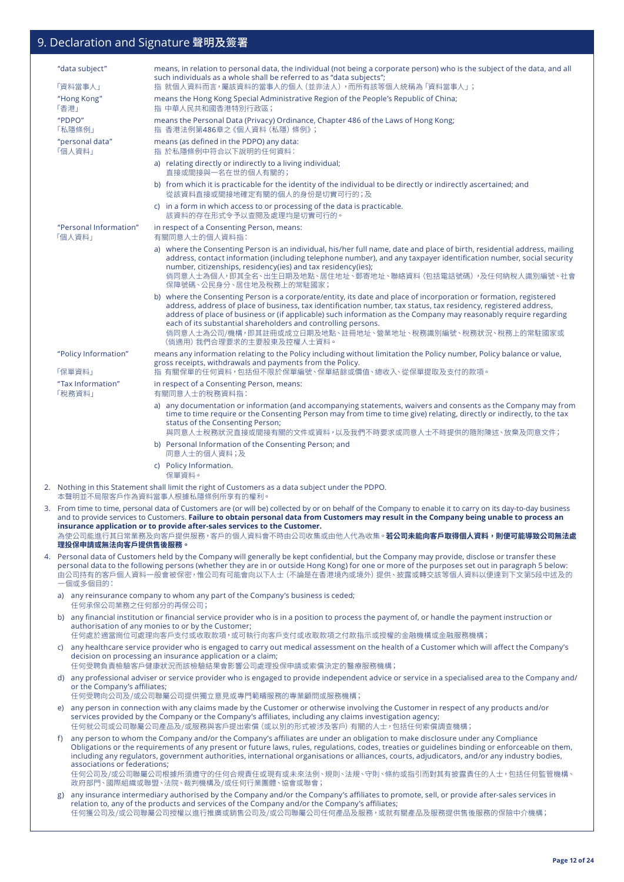## 9. Declaration and Signature 聲明及簽署

| | |
|---|---|
| "data subject"<br>「資料當事人」 | means, in relation to personal data, the individual (not being a corporate person) who is the subject of the data, and all such individuals as a whole shall be referred to as "data subjects";<br>指 就個人資料而言，屬該資料的當事人的個人（並非法人），而所有該等個人統稱為「資料當事人」； |
| "Hong Kong"<br>「香港」 | means the Hong Kong Special Administrative Region of the People's Republic of China;<br>指 中華人民共和國香港特別行政區； |
| "PDPO"<br>「私隱條例」 | means the Personal Data (Privacy) Ordinance, Chapter 486 of the Laws of Hong Kong;<br>指 香港法例第486章之《個人資料（私隱）條例》； |
| "personal data"<br>「個人資料」 | means (as defined in the PDPO) any data:<br>指 於私隱條例中符合以下說明的任何資料：<br>a) relating directly or indirectly to a living individual;<br>直接或間接與一名在世的個人有關的；<br>b) from which it is practicable for the identity of the individual to be directly or indirectly ascertained; and<br>從該資料直接或間接地確定有關的個人的身份是切實可行的；及<br>c) in a form in which access to or processing of the data is practicable.<br>該資料的存在形式令予以查閱及處理均是切實可行的。 |
| "Personal Information"<br>「個人資料」 | in respect of a Consenting Person, means:<br>有關同意人士的個人資料指：<br>a) where the Consenting Person is an individual, his/her full name, date and place of birth, residential address, mailing address, contact information (including telephone number), and any taxpayer identification number, social security number, citizenships, residency(ies) and tax residency(ies);<br>倘同意人士為個人，即其全名、出生日期及地點、居住地址、郵寄地址、聯絡資料（包括電話號碼），及任何納稅人識別編號、社會保障號碼、公民身分、居住地及稅務上的常駐國家；<br>b) where the Consenting Person is a corporate/entity, its date and place of incorporation or formation, registered address, address of place of business, tax identification number, tax status, tax residency, registered address, address of place of business or (if applicable) such information as the Company may reasonably require regarding each of its substantial shareholders and controlling persons.<br>倘同意人士為公司/機構，即其註冊或成立日期及地點、註冊地址、營業地址、稅務識別編號、稅務狀況、稅務上的常駐國家或（倘適用）我們合理要求的主要股東及控權人士資料。 |
| "Policy Information"<br>「保單資料」 | means any information relating to the Policy including without limitation the Policy number, Policy balance or value, gross receipts, withdrawals and payments from the Policy.<br>指 有關保單的任何資料，包括但不限於保單編號、保單結餘或價值、總收入、從保單提取及支付的款項。 |
| "Tax Information"<br>「稅務資料」 | in respect of a Consenting Person, means:<br>有關同意人士的稅務資料指：<br>a) any documentation or information (and accompanying statements, waivers and consents as the Company may from time to time require or the Consenting Person may from time to time give) relating, directly or indirectly, to the tax status of the Consenting Person;<br>與同意人士稅務狀況直接或間接有關的文件或資料，以及我們不時要求或同意人士不時提供的隨附陳述、放棄及同意文件；<br>b) Personal Information of the Consenting Person; and<br>同意人士的個人資料；及<br>c) Policy Information.<br>保單資料。 |

2. Nothing in this Statement shall limit the right of Customers as a data subject under the PDPO.
本聲明並不局限客戶作為資料當事人根據私隱條例所享有的權利。

3. From time to time, personal data of Customers are (or will be) collected by or on behalf of the Company to enable it to carry on its day-to-day business and to provide services to Customers. **Failure to obtain personal data from Customers may result in the Company being unable to process an insurance application or to provide after-sales services to the Customer.**
為使公司能進行其日常業務及向客戶提供服務，客戶的個人資料會不時由公司收集或由他人代為收集。**若公司未能向客戶取得個人資料，則便可能導致公司無法處理投保申請或無法向客戶提供售後服務。**

4. Personal data of Customers held by the Company will generally be kept confidential, but the Company may provide, disclose or transfer these personal data to the following persons (whether they are in or outside Hong Kong) for one or more of the purposes set out in paragraph 5 below:
由公司持有的客戶個人資料一般會被保密，惟公司有可能會向以下人士（不論是在香港境內或境外）提供、披露或轉交該等個人資料以便達到下文第5段中述及的一個或多個目的：

   a) any reinsurance company to whom any part of the Company's business is ceded;
   任何承保公司業務之任何部分的再保公司；

   b) any financial institution or financial service provider who is in a position to process the payment of, or handle the payment instruction or authorisation of any monies to or by the Customer;
   任何處於適當崗位可處理向客戶支付或收取款項，或可執行向客戶支付或收取款項之付款指示或授權的金融機構或金融服務機構；

   c) any healthcare service provider who is engaged to carry out medical assessment on the health of a Customer which will affect the Company's decision on processing an insurance application or a claim;
   任何受聘負責檢驗客戶健康狀況而該檢驗結果會影響公司處理投保申請或索償決定的醫療服務機構；

   d) any professional adviser or service provider who is engaged to provide independent advice or service in a specialised area to the Company and/or the Company's affiliates;
   任何受聘向公司及/或公司聯屬公司提供獨立意見或專門範疇服務的專業顧問或服務機構；

   e) any person in connection with any claims made by the Customer or otherwise involving the Customer in respect of any products and/or services provided by the Company or the Company's affiliates, including any claims investigation agency;
   任何就公司或公司聯屬公司產品及/或服務與客戶提出索償（或以別的形式被涉及客戶）有關的人士，包括任何索償調查機構；

   f) any person to whom the Company and/or the Company's affiliates are under an obligation to make disclosure under any Compliance Obligations or the requirements of any present or future laws, rules, regulations, codes, treaties or guidelines binding or enforceable on them, including any regulators, government authorities, international organisations or alliances, courts, adjudicators, and/or any industry bodies, associations or federations;
   任何公司及/或公司聯屬公司根據所須遵守的任何合規責任或現有或未來法例、規則、法規、守則、條約或指引而對其有披露責任的人士，包括任何監管機構、政府部門、國際組織或聯盟、法院、裁判機構及/或任何行業團體、協會或聯會；

   g) any insurance intermediary authorised by the Company and/or the Company's affiliates to promote, sell, or provide after-sales services in relation to, any of the products and services of the Company and/or the Company's affiliates;
   任何獲公司及/或公司聯屬公司授權以進行推廣或銷售公司及/或公司聯屬公司任何產品及服務，或就有關產品及服務提供售後服務的保險中介機構；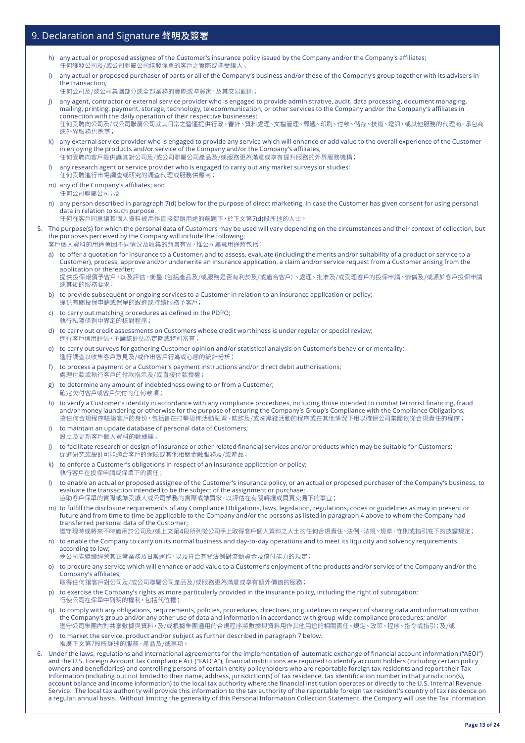## 9. Declaration and Signature 聲明及簽署

h) any actual or proposed assignee of the Customer's insurance policy issued by the Company and/or the Company's affiliates;
任何獲發公司及/或公司聯屬公司繕發保單的客戶之實際或準受讓人；

i) any actual or proposed purchaser of parts or all of the Company's business and/or those of the Company's group together with its advisers in the transaction;
任何公司及/或公司集團部分或全部業務的實際或準買家，及其交易顧問；

j) any agent, contractor or external service provider who is engaged to provide administrative, audit, data processing, document managing, mailing, printing, payment, storage, technology, telecommunication, or other services to the Company and/or the Company's affiliates in connection with the daily operation of their respective businesses;
任何受聘向公司及/或公司聯屬公司就其日常之營運提供行政、審計、資料處理、文檔管理、郵遞、印刷、付款、儲存、技術、電訊，或其他服務的代理商、承包商或外界服務供應商；

k) any external service provider who is engaged to provide any service which will enhance or add value to the overall experience of the Customer in enjoying the products and/or service of the Company and/or the Company's affiliates;
任何受聘向客戶提供讓其對公司及/或公司聯屬公司產品及/或服務更為滿意或享有提升服務的外界服務機構；

l) any research agent or service provider who is engaged to carry out any market surveys or studies;
任何受聘進行市場調查或研究的調查代理或服務供應商；

m) any of the Company's affiliates; and
任何公司聯屬公司；及

n) any person described in paragraph 7(d) below for the purpose of direct marketing, in case the Customer has given consent for using personal data in relation to such purpose.
任何在客戶同意讓其個人資料被用作直接促銷用途的前題下，於下文第7(d)段所述的人士。

5. The purpose(s) for which the personal data of Customers may be used will vary depending on the circumstances and their context of collection, but the purposes perceived by the Company will include the following:
客戶個人資料的用途會因不同情況及收集的背景有異，惟公司屬意用途將包括：

a) to offer a quotation for insurance to a Customer, and to assess, evaluate (including the merits and/or suitability of a product or service to a Customer), process, approve and/or underwrite an insurance application, a claim and/or service request from a Customer arising from the application or thereafter;
提供投保報價予客戶，以及評估、衡量（包括產品及/或服務是否有利於及/或適合客戶）、處理、批准及/或受理客戶的投保申請、索償及/或源於客戶投保申請或其後的服務要求；

b) to provide subsequent or ongoing services to a Customer in relation to an insurance application or policy;
提供有關投保申請或保單的跟進或持續服務予客戶；

c) to carry out matching procedures as defined in the PDPO;
執行私隱條例中界定的核對程序；

d) to carry out credit assessments on Customers whose credit worthiness is under regular or special review;
進行客戶信用評估，不論該評估為定期或特別審查；

e) to carry out surveys for gathering Customer opinion and/or statistical analysis on Customer's behavior or mentality;
進行調查以收集客戶意見及/或作出客戶行為或心態的統計分析；

f) to process a payment or a Customer's payment instructions and/or direct debit authorisations;
處理付款或執行客戶的付款指示及/或直接付款授權；

g) to determine any amount of indebtedness owing to or from a Customer;
確定欠付客戶或客戶欠付的任何款項；

h) to verify a Customer's identity in accordance with any compliance procedures, including those intended to combat terrorist financing, fraud and/or money laundering or otherwise for the purpose of ensuring the Company's Group's Compliance with the Compliance Obligations;
按任何合規程序驗證客戶的身份，包括旨在打擊恐怖活動融資、欺詐及/或洗黑錢活動的程序或在其他情況下用以確保公司集團依從合規責任的程序；

i) to maintain an update database of personal data of Customers;
設立及更新客戶個人資料的數據庫；

j) to facilitate research or design of insurance or other related financial services and/or products which may be suitable for Customers;
促進研究或設計可能適合客戶的保險或其他相關金融服務及/或產品；

k) to enforce a Customer's obligations in respect of an insurance application or policy;
執行客戶在投保申請或保單下的責任；

l) to enable an actual or proposed assignee of the Customer's insurance policy, or an actual or proposed purchaser of the Company's business, to evaluate the transaction intended to be the subject of the assignment or purchase;
協助客戶保單的實際或準受讓人或公司業務的實際或準買家，以評估在有關轉讓或買賣交易下的事宜；

m) to fulfill the disclosure requirements of any Compliance Obligations, laws, legislation, regulations, codes or guidelines as may in present or future and from time to time be applicable to the Company and/or the persons as listed in paragraph 4 above to whom the Company had transferred personal data of the Customer;
遵守現時或將來不時適用於公司及/或上文第4段所列從公司手上取得客戶個人資料之人士的任何合規責任、法例、法規、規章、守則或指引底下的披露規定；

n) to enable the Company to carry on its normal business and day-to-day operations and to meet its liquidity and solvency requirements according to law;
令公司能繼續經營其正常業務及日常運作，以及符合有關法例對流動資金及償付能力的規定；

o) to procure any service which will enhance or add value to a Customer's enjoyment of the products and/or service of the Company and/or the Company's affiliates;
取得任何讓客戶對公司及/或公司聯屬公司產品及/或服務更為滿意或享有額外價值的服務；

p) to exercise the Company's rights as more particularly provided in the insurance policy, including the right of subrogation;
行使公司在保單中列明的權利，包括代位權；

q) to comply with any obligations, requirements, policies, procedures, directives, or guidelines in respect of sharing data and information within the Company's group and/or any other use of data and information in accordance with group-wide compliance procedures; and/or
遵守公司集團內對共享數據與資料，及/或根據集團通用的合規程序將數據與資料用作其他用途的相關責任、規定、政策、程序、指令或指引；及/或

r) to market the service, product and/or subject as further described in paragraph 7 below.
推廣下文第7段所詳述的服務、產品及/或事項。

6. Under the laws, regulations and international agreements for the implementation of automatic exchange of financial account information ("AEOI") and the U.S. Foreign Account Tax Compliance Act ("FATCA"), financial institutions are required to identify account holders (including certain policy owners and beneficiaries) and controlling persons of certain entity policyholders who are reportable foreign tax residents and report their Tax Information (including but not limited to their name, address, jurisdiction(s) of tax residence, tax identification number in that jurisdiction(s), account balance and income information) to the local tax authority where the financial institution operates or directly to the U.S. Internal Revenue Service. The local tax authority will provide this information to the tax authority of the reportable foreign tax resident's country of tax residence on a regular, annual basis. Without limiting the generality of this Personal Information Collection Statement, the Company will use the Tax Information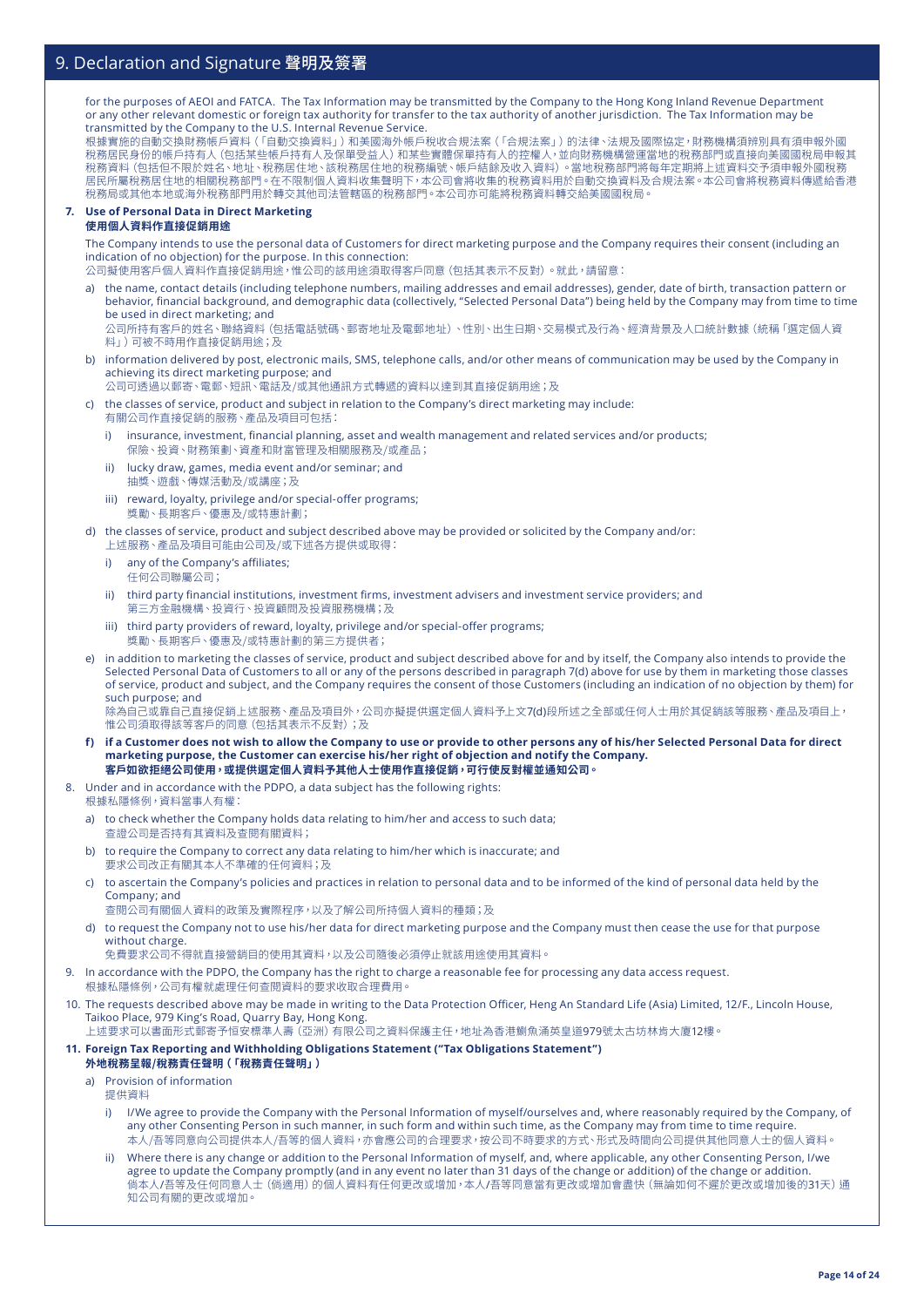## 9. Declaration and Signature 聲明及簽署

for the purposes of AEOI and FATCA. The Tax Information may be transmitted by the Company to the Hong Kong Inland Revenue Department or any other relevant domestic or foreign tax authority for transfer to the tax authority of another jurisdiction. The Tax Information may be transmitted by the Company to the U.S. Internal Revenue Service.
根據實施的自動交換財務帳戶資料（「自動交換資料」）和美國海外帳戶稅收合規法案（「合規法案」）的法律、法規及國際協定，財務機構須辨別具有須申報外國稅務居民身份的帳戶持有人（包括某些帳戶持有人及保單受益人）和某些實體保單持有人的控權人，並向財務機構營運當地的稅務部門或直接向美國國稅局申報其稅務資料（包括但不限於姓名、地址、稅務居住地、該稅務居住地的稅務編號、帳戶結餘及收入資料）。當地稅務部門將每年定期將上述資料交予須申報外國稅務居民所屬稅務居住地的相關稅務部門。在不限制個人資料收集聲明下，本公司會將收集的稅務資料用於自動交換資料及合規法案。本公司會將稅務資料傳遞給香港稅務局或其他本地或海外稅務部門用於轉交其他司法管轄區的稅務部門。本公司亦可能將稅務資料轉交給美國國稅局。

**7. Use of Personal Data in Direct Marketing**
**使用個人資料作直接促銷用途**

The Company intends to use the personal data of Customers for direct marketing purpose and the Company requires their consent (including an indication of no objection) for the purpose. In this connection:
公司擬使用客戶個人資料作直接促銷用途，惟公司的該用途須取得客戶同意（包括其表示不反對）。就此，請留意：

a) the name, contact details (including telephone numbers, mailing addresses and email addresses), gender, date of birth, transaction pattern or behavior, financial background, and demographic data (collectively, "Selected Personal Data") being held by the Company may from time to time be used in direct marketing; and
公司所持有客戶的姓名、聯絡資料（包括電話號碼、郵寄地址及電郵地址）、性別、出生日期、交易模式及行為、經濟背景及人口統計數據（統稱「選定個人資料」）可被不時用作直接促銷用途；及

b) information delivered by post, electronic mails, SMS, telephone calls, and/or other means of communication may be used by the Company in achieving its direct marketing purpose; and
公司可透過以郵寄、電郵、短訊、電話及/或其他通訊方式轉遞的資料以達到其直接促銷用途；及

c) the classes of service, product and subject in relation to the Company's direct marketing may include:
有關公司作直接促銷的服務、產品及項目可包括：

  i) insurance, investment, financial planning, asset and wealth management and related services and/or products;
  保險、投資、財務策劃、資產和財富管理及相關服務及/或產品；

  ii) lucky draw, games, media event and/or seminar; and
  抽獎、遊戲、傳媒活動及/或講座；及

  iii) reward, loyalty, privilege and/or special-offer programs;
  獎勵、長期客戶、優惠及/或特惠計劃；

d) the classes of service, product and subject described above may be provided or solicited by the Company and/or:
上述服務、產品及項目可能由公司及/或下述各方提供或取得：

  i) any of the Company's affiliates;
  任何公司聯屬公司；

  ii) third party financial institutions, investment firms, investment advisers and investment service providers; and
  第三方金融機構、投資行、投資顧問及投資服務機構；及

  iii) third party providers of reward, loyalty, privilege and/or special-offer programs;
  獎勵、長期客戶、優惠及/或特惠計劃的第三方提供者；

e) in addition to marketing the classes of service, product and subject described above for and by itself, the Company also intends to provide the Selected Personal Data of Customers to all or any of the persons described in paragraph 7(d) above for use by them in marketing those classes of service, product and subject, and the Company requires the consent of those Customers (including an indication of no objection by them) for such purpose; and
除為自己或靠自己直接促銷上述服務、產品及項目外，公司亦擬提供選定個人資料予上文7(d)段所述之全部或任何人士用於其促銷該等服務、產品及項目上，惟公司須取得該等客戶的同意（包括其表示不反對）；及

**f) if a Customer does not wish to allow the Company to use or provide to other persons any of his/her Selected Personal Data for direct marketing purpose, the Customer can exercise his/her right of objection and notify the Company.**
**客戶如欲拒絕公司使用，或提供選定個人資料予其他人士使用作直接促銷，可行使反對權並通知公司。**

8. Under and in accordance with the PDPO, a data subject has the following rights:
根據私隱條例，資料當事人有權：

a) to check whether the Company holds data relating to him/her and access to such data;
查證公司是否持有其資料及查閱有關資料；

b) to require the Company to correct any data relating to him/her which is inaccurate; and
要求公司改正有關其本人不準確的任何資料；及

c) to ascertain the Company's policies and practices in relation to personal data and to be informed of the kind of personal data held by the Company; and
查閱公司有關個人資料的政策及實際程序，以及了解公司所持個人資料的種類；及

d) to request the Company not to use his/her data for direct marketing purpose and the Company must then cease the use for that purpose without charge.
免費要求公司不得就直接營銷目的使用其資料，以及公司隨後必須停止就該用途使用其資料。

9. In accordance with the PDPO, the Company has the right to charge a reasonable fee for processing any data access request.
根據私隱條例，公司有權就處理任何查閱資料的要求收取合理費用。

10. The requests described above may be made in writing to the Data Protection Officer, Heng An Standard Life (Asia) Limited, 12/F., Lincoln House, Taikoo Place, 979 King's Road, Quarry Bay, Hong Kong.
上述要求可以書面形式郵寄予恒安標準人壽（亞洲）有限公司之資料保護主任，地址為香港鰂魚涌英皇道979號太古坊林肯大廈12樓。

**11. Foreign Tax Reporting and Withholding Obligations Statement ("Tax Obligations Statement")**
**外地稅務呈報/稅務責任聲明（「稅務責任聲明」）**

a) Provision of information
提供資料

  i) I/We agree to provide the Company with the Personal Information of myself/ourselves and, where reasonably required by the Company, of any other Consenting Person in such manner, in such form and within such time, as the Company may from time to time require.
  本人/吾等同意向公司提供本人/吾等的個人資料，亦會應公司的合理要求，按公司不時要求的方式、形式及時間向公司提供其他同意人士的個人資料。

  ii) Where there is any change or addition to the Personal Information of myself, and, where applicable, any other Consenting Person, I/we agree to update the Company promptly (and in any event no later than 31 days of the change or addition) of the change or addition.
  倘本人/吾等及任何同意人士（倘適用）的個人資料有任何更改或增加，本人/吾等同意當有更改或增加會盡快（無論如何不遲於更改或增加後的31天）通知公司有關的更改或增加。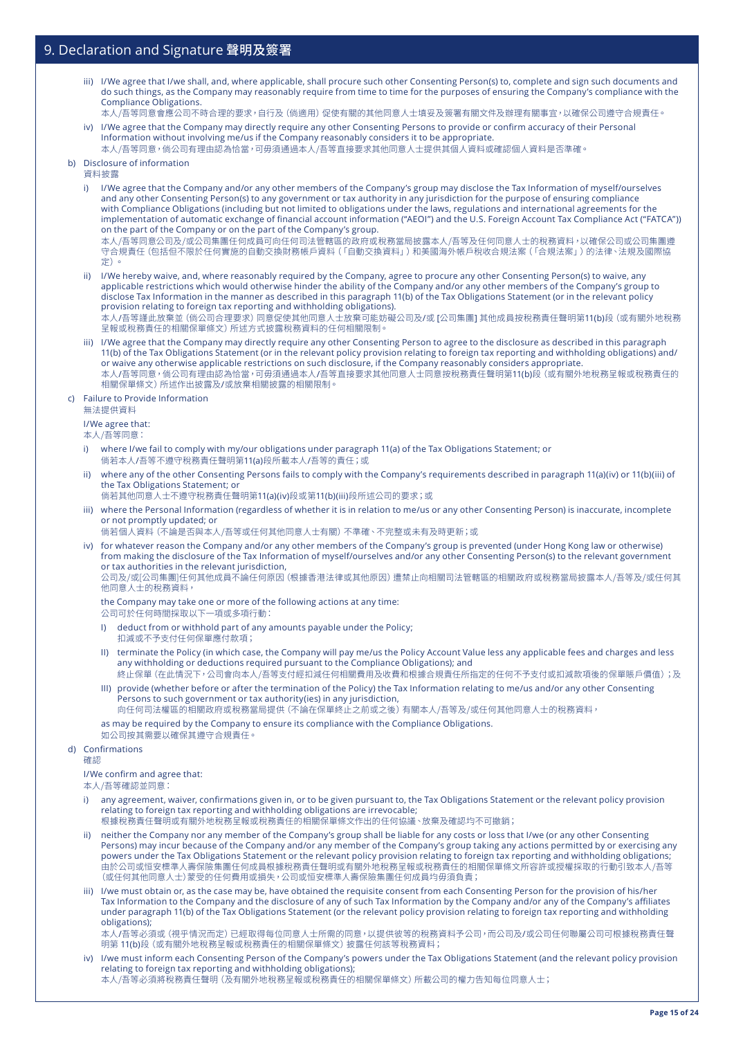## 9. Declaration and Signature 聲明及簽署

iii) I/We agree that I/we shall, and, where applicable, shall procure such other Consenting Person(s) to, complete and sign such documents and do such things, as the Company may reasonably require from time to time for the purposes of ensuring the Company's compliance with the Compliance Obligations.
本人/吾等同意會應公司不時合理的要求，自行及（倘適用）促使有關的其他同意人士填妥及簽署有關文件及辦理有關事宜，以確保公司遵守合規責任。

iv) I/We agree that the Company may directly require any other Consenting Persons to provide or confirm accuracy of their Personal Information without involving me/us if the Company reasonably considers it to be appropriate.
本人/吾等同意，倘公司有理由認為恰當，可毋須通過本人/吾等直接要求其他同意人士提供其個人資料或確認個人資料是否準確。

b) Disclosure of information
資料披露

i) I/We agree that the Company and/or any other members of the Company's group may disclose the Tax Information of myself/ourselves and any other Consenting Person(s) to any government or tax authority in any jurisdiction for the purpose of ensuring compliance with Compliance Obligations (including but not limited to obligations under the laws, regulations and international agreements for the implementation of automatic exchange of financial account information ("AEOI") and the U.S. Foreign Account Tax Compliance Act ("FATCA")) on the part of the Company or on the part of the Company's group.
本人/吾等同意公司及/或公司集團任何成員可向任何司法管轄區的政府或稅務當局披露本人/吾等及任何同意人士的稅務資料，以確保公司或公司集團遵守合規責任（包括但不限於任何實施的自動交換財務帳戶資料（「自動交換資料」）和美國海外帳戶稅收合規法案（「合規法案」）的法律、法規及國際協定）。

ii) I/We hereby waive, and, where reasonably required by the Company, agree to procure any other Consenting Person(s) to waive, any applicable restrictions which would otherwise hinder the ability of the Company and/or any other members of the Company's group to disclose Tax Information in the manner as described in this paragraph 11(b) of the Tax Obligations Statement (or in the relevant policy provision relating to foreign tax reporting and withholding obligations).
本人/吾等謹此放棄並（倘公司合理要求）同意促使其他同意人士放棄可能妨礙公司及/或 [公司集團] 其他成員按稅務責任聲明第11(b)段（或有關外地稅務呈報或稅務責任的相關保單條文）所述方式披露稅務資料的任何相關限制。

iii) I/We agree that the Company may directly require any other Consenting Person to agree to the disclosure as described in this paragraph 11(b) of the Tax Obligations Statement (or in the relevant policy provision relating to foreign tax reporting and withholding obligations) and/ or waive any otherwise applicable restrictions on such disclosure, if the Company reasonably considers appropriate.
本人/吾等同意，倘公司有理由認為恰當，可毋須通過本人/吾等直接要求其他同意人士同意按稅務責任聲明第11(b)段（或有關外地稅務呈報或稅務責任的相關保單條文）所述作出披露及/或放棄相關披露的相關限制。

c) Failure to Provide Information
無法提供資料

I/We agree that:
本人/吾等同意：

i) where I/we fail to comply with my/our obligations under paragraph 11(a) of the Tax Obligations Statement; or
倘若本人/吾等不遵守稅務責任聲明第11(a)段所載本人/吾等的責任；或

ii) where any of the other Consenting Persons fails to comply with the Company's requirements described in paragraph 11(a)(iv) or 11(b)(iii) of the Tax Obligations Statement; or
倘若其他同意人士不遵守稅務責任聲明第11(a)(iv)段或第11(b)(iii)段所述公司的要求；或

iii) where the Personal Information (regardless of whether it is in relation to me/us or any other Consenting Person) is inaccurate, incomplete or not promptly updated; or
倘若個人資料（不論是否與本人/吾等或任何其他同意人士有關）不準確、不完整或未有及時更新；或

iv) for whatever reason the Company and/or any other members of the Company's group is prevented (under Hong Kong law or otherwise) from making the disclosure of the Tax Information of myself/ourselves and/or any other Consenting Person(s) to the relevant government or tax authorities in the relevant jurisdiction,
公司及/或[公司集團]任何其他成員不論任何原因（根據香港法律或其他原因）遭禁止向相關司法管轄區的相關政府或稅務當局披露本人/吾等及/或任何其他同意人士的稅務資料，

the Company may take one or more of the following actions at any time:
公司可於任何時間採取以下一項或多項行動：

I) deduct from or withhold part of any amounts payable under the Policy;
扣減或不予支付任何保單應付款項；

II) terminate the Policy (in which case, the Company will pay me/us the Policy Account Value less any applicable fees and charges and less any withholding or deductions required pursuant to the Compliance Obligations); and
終止保單（在此情況下，公司會向本人/吾等支付經扣減任何相關費用及收費和根據合規責任所指定的任何不予支付或扣減款項後的保單賬戶價值）；及

III) provide (whether before or after the termination of the Policy) the Tax Information relating to me/us and/or any other Consenting Persons to such government or tax authority(ies) in any jurisdiction,
向任何司法權區的相關政府或稅務當局提供（不論在保單終止之前或之後）有關本人/吾等及/或任何其他同意人士的稅務資料，

as may be required by the Company to ensure its compliance with the Compliance Obligations.
如公司按其需要以確保其遵守合規責任。

d) Confirmations
確認

I/We confirm and agree that:
本人/吾等確認並同意：

i) any agreement, waiver, confirmations given in, or to be given pursuant to, the Tax Obligations Statement or the relevant policy provision relating to foreign tax reporting and withholding obligations are irrevocable;
根據稅務責任聲明或有關外地稅務呈報或稅務責任的相關保單條文作出的任何協議、放棄及確認均不可撤銷；

ii) neither the Company nor any member of the Company's group shall be liable for any costs or loss that I/we (or any other Consenting Persons) may incur because of the Company and/or any member of the Company's group taking any actions permitted by or exercising any powers under the Tax Obligations Statement or the relevant policy provision relating to foreign tax reporting and withholding obligations;
由於公司或恒安標準人壽保險集團任何成員根據稅務責任聲明或有關外地稅務呈報或稅務責任的相關保單條文所容許或授權採取的行動引致本人/吾等（或任何其他同意人士）蒙受的任何費用或損失，公司或恒安標準人壽保險集團任何成員均毋須負責；

iii) I/we must obtain or, as the case may be, have obtained the requisite consent from each Consenting Person for the provision of his/her Tax Information to the Company and the disclosure of any of such Tax Information by the Company and/or any of the Company's affiliates under paragraph 11(b) of the Tax Obligations Statement (or the relevant policy provision relating to foreign tax reporting and withholding obligations);
本人/吾等必須或（視乎情況而定）已經取得每位同意人士所需的同意，以提供彼等的稅務資料予公司，而公司及/或公司任何聯屬公司可根據稅務責任聲明第 11(b)段（或有關外地稅務呈報或稅務責任的相關保單條文）披露任何該等稅務資料；

iv) I/we must inform each Consenting Person of the Company's powers under the Tax Obligations Statement (and the relevant policy provision relating to foreign tax reporting and withholding obligations);
本人/吾等必須將稅務責任聲明（及有關外地稅務呈報或稅務責任的相關保單條文）所載公司的權力告知每位同意人士；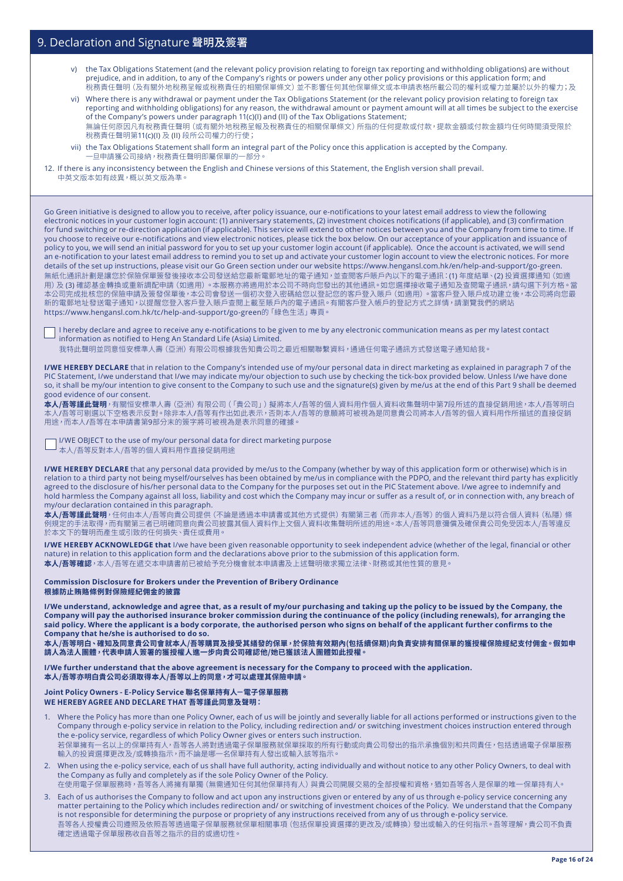## 9. Declaration and Signature 聲明及簽署

v) the Tax Obligations Statement (and the relevant policy provision relating to foreign tax reporting and withholding obligations) are without prejudice, and in addition, to any of the Company's rights or powers under any other policy provisions or this application form; and
稅務責任聲明（及有關外地稅務呈報或稅務責任的相關保單條文）並不影響任何其他保單條文或本申請表格所載公司的權利或權力並屬於以外的權力；及

vi) Where there is any withdrawal or payment under the Tax Obligations Statement (or the relevant policy provision relating to foreign tax reporting and withholding obligations) for any reason, the withdrawal amount or payment amount will at all times be subject to the exercise of the Company's powers under paragraph 11(c)(I) and (II) of the Tax Obligations Statement;
無論任何原因凡有稅務責任聲明（或有關外地稅務呈報及稅務責任的相關保單條文）所指的任何提款或付款，提款金額或付款金額均任何時間須受限於稅務責任聲明第11(c)(I) 及 (II) 段所公司權力的行使；

vii) the Tax Obligations Statement shall form an integral part of the Policy once this application is accepted by the Company.
一旦申請獲公司接納，稅務責任聲明即屬保單的一部分。

12. If there is any inconsistency between the English and Chinese versions of this Statement, the English version shall prevail.
中英文版本如有歧異，概以英文版為準。

Go Green initiative is designed to allow you to receive, after policy issuance, our e-notifications to your latest email address to view the following electronic notices in your customer login account: (1) anniversary statements, (2) investment choices notifications (if applicable), and (3) confirmation for fund switching or re-direction application (if applicable). This service will extend to other notices between you and the Company from time to time. If you choose to receive our e-notifications and view electronic notices, please tick the box below. On our acceptance of your application and issuance of policy to you, we will send an initial password for you to set up your customer login account (if applicable). Once the account is activated, we will send an e-notification to your latest email address to remind you to set up and activate your customer login account to view the electronic notices. For more details of the set up instructions, please visit our Go Green section under our website https://www.hengansl.com.hk/en/help-and-support/go-green.
無紙化通訊計劃是讓您於保險保單簽發後接收本公司發送給您最新電郵地址的電子通知，並查閱客戶賬戶內以下的電子通訊：(1) 年度結單、(2) 投資選擇通知（如適用）及 (3) 確認基金轉換或重新調配申請（如適用）。本服務亦將適用於本公司不時向您發出的其他通訊。如您選擇接收電子通知及查閱電子通訊，請勾選下列方格。當本公司完成批核您的保險申請及簽發保單後，本公司會發送一個初次登入密碼給您以登記您的客戶登入賬戶（如適用）。當客戶登入賬戶成功建立後，本公司將向您最新的電郵地址發送電子通知，以提醒您登入客戶登入賬戶查閱上載至賬戶內的電子通訊。有關客戶登入帳戶的登記方式之詳情，請瀏覽我們的網站 https://www.hengansl.com.hk/tc/help-and-support/go-green的「綠色生活」專頁。

☐ I hereby declare and agree to receive any e-notifications to be given to me by any electronic communication means as per my latest contact information as notified to Heng An Standard Life (Asia) Limited.
我特此聲明並同意恒安標準人壽（亞洲）有限公司根據我告知貴公司之最近相關聯繫資料，通過任何電子通訊方式發送電子通知給我。

**I/WE HEREBY DECLARE** that in relation to the Company's intended use of my/our personal data in direct marketing as explained in paragraph 7 of the PIC Statement, I/we understand that I/we may indicate my/our objection to such use by checking the tick-box provided below. Unless I/we have done so, it shall be my/our intention to give consent to the Company to such use and the signature(s) given by me/us at the end of this Part 9 shall be deemed good evidence of our consent.
**本人/吾等謹此聲明**，有關恒安標準人壽（亞洲）有限公司（「貴公司」）擬將本人/吾等的個人資料用作個人資料收集聲明中第7段所述的直接促銷用途，本人/吾等明白本人/吾等可剔選以下空格表示反對。除非本人/吾等有作出如此表示，否則本人/吾等的意願將可被視為是同意貴公司將本人/吾等的個人資料用作所描述的直接促銷用途，而本人/吾等在本申請書第9部分末的簽字將可被視為是表示同意的確據。

☐ I/WE OBJECT to the use of my/our personal data for direct marketing purpose
本人/吾等反對本人/吾等的個人資料用作直接促銷用途

**I/WE HEREBY DECLARE** that any personal data provided by me/us to the Company (whether by way of this application form or otherwise) which is in relation to a third party not being myself/ourselves has been obtained by me/us in compliance with the PDPO, and the relevant third party has explicitly agreed to the disclosure of his/her personal data to the Company for the purposes set out in the PIC Statement above. I/we agree to indemnify and hold harmless the Company against all loss, liability and cost which the Company may incur or suffer as a result of, or in connection with, any breach of my/our declaration contained in this paragraph.
**本人/吾等謹此聲明**，任何由本人/吾等向貴公司提供（不論是透過本申請書或其他方式提供）有關第三者（而非本人/吾等）的個人資料乃是以符合個人資料（私隱）條例規定的手法取得，而有關第三者已明確同意向貴公司披露其個人資料作上文個人資料收集聲明所述的用途。本人/吾等同意彌償及確保貴公司免受因本人/吾等違反於本文下的聲明而產生或引致的任何損失、責任或費用。

**I/WE HEREBY ACKNOWLEDGE that** I/we have been given reasonable opportunity to seek independent advice (whether of the legal, financial or other nature) in relation to this application form and the declarations above prior to the submission of this application form.
**本人/吾等確認**，本人/吾等在遞交本申請書前已被給予充分機會就本申請書及上述聲明徵求獨立法律、財務或其他性質的意見。

**Commission Disclosure for Brokers under the Prevention of Bribery Ordinance**
**根據防止賄賂條例對保險經紀佣金的披露**

**I/We understand, acknowledge and agree that, as a result of my/our purchasing and taking up the policy to be issued by the Company, the Company will pay the authorised insurance broker commission during the continuance of the policy (including renewals), for arranging the said policy. Where the applicant is a body corporate, the authorised person who signs on behalf of the applicant further confirms to the Company that he/she is authorised to do so.**
**本人/吾等明白、知悉及同意貴公司會就本人/吾等購買及接受其繕發的保單，於保險有效期內(包括續保期)向負責安排有關保單的獲授權保險經紀支付佣金。假如申請人為法人團體，代表申請人簽署的獲授權人進一步向貴公司確認他/她已獲該法人團體如此授權。**

**I/We further understand that the above agreement is necessary for the Company to proceed with the application.**
**本人/吾等亦明白貴公司必須取得本人/吾等以上的同意，才可以處理其保險申請。**

**Joint Policy Owners - E-Policy Service 聯名保單持有人—電子保單服務**
**WE HEREBY AGREE AND DECLARE THAT 吾等謹此同意及聲明：**

1. Where the Policy has more than one Policy Owner, each of us will be jointly and severally liable for all actions performed or instructions given to the Company through e-policy service in relation to the Policy, including redirection and/ or switching investment choices instruction entered through the e-policy service, regardless of which Policy Owner gives or enters such instruction.
若保單擁有一名以上的保單持有人，吾等各人將對透過電子保單服務就保單採取的所有行動或向貴公司發出的指示承擔個別和共同責任，包括透過電子保單服務輸入的投資選擇更改及/或轉換指示，而不論是哪一名保單持有人發出或輸入該等指示。
2. When using the e-policy service, each of us shall have full authority, acting individually and without notice to any other Policy Owners, to deal with the Company as fully and completely as if the sole Policy Owner of the Policy.
在使用電子保單服務時，吾等各人將擁有單獨（無需通知任何其他保單持有人）與貴公司開展交易的全部授權和資格，猶如吾等各人是保單的唯一保單持有人。
3. Each of us authorises the Company to follow and act upon any instructions given or entered by any of us through e-policy service concerning any matter pertaining to the Policy which includes redirection and/ or switching of investment choices of the Policy. We understand that the Company is not responsible for determining the purpose or propriety of any instructions received from any of us through e-policy service.
吾等各人授權貴公司遵照及依照吾等透過電子保單服務就保單相關事項（包括保單投資選擇的更改及/或轉換）發出或輸入的任何指示。吾等理解，貴公司不負責確定透過電子保單服務收自吾等之指示的目的或適切性。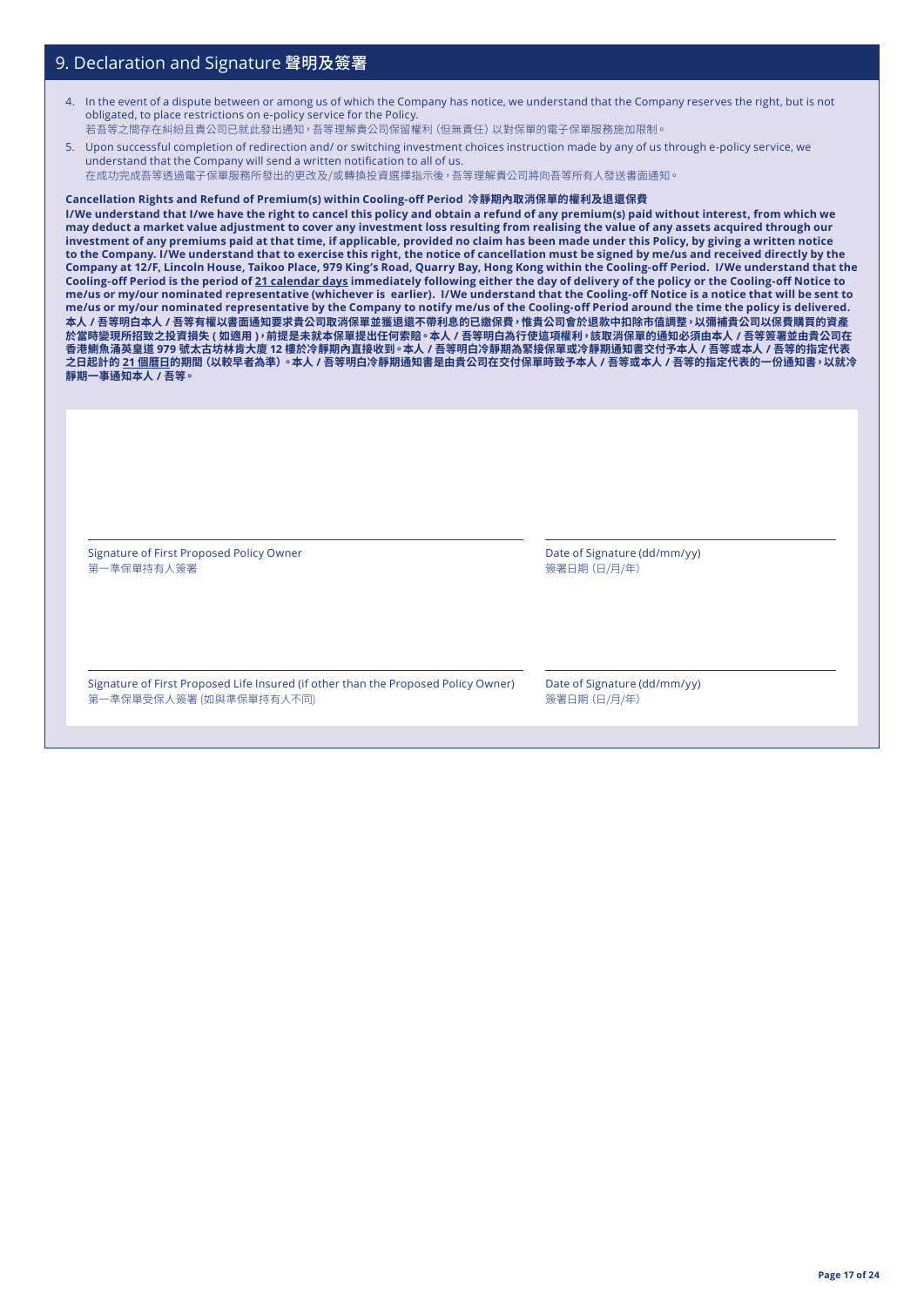## 9. Declaration and Signature 聲明及簽署

4. In the event of a dispute between or among us of which the Company has notice, we understand that the Company reserves the right, but is not obligated, to place restrictions on e-policy service for the Policy.
   若吾等之間存在糾紛且貴公司已就此發出通知，吾等理解貴公司保留權利（但無責任）以對保單的電子保單服務施加限制。
5. Upon successful completion of redirection and/ or switching investment choices instruction made by any of us through e-policy service, we understand that the Company will send a written notification to all of us.
   在成功完成吾等透過電子保單服務所發出的更改及/或轉換投資選擇指示後，吾等理解貴公司將向吾等所有人發送書面通知。

**Cancellation Rights and Refund of Premium(s) within Cooling-off Period 冷靜期內取消保單的權利及退還保費**

**I/We understand that I/we have the right to cancel this policy and obtain a refund of any premium(s) paid without interest, from which we may deduct a market value adjustment to cover any investment loss resulting from realising the value of any assets acquired through our investment of any premiums paid at that time, if applicable, provided no claim has been made under this Policy, by giving a written notice to the Company. I/We understand that to exercise this right, the notice of cancellation must be signed by me/us and received directly by the Company at 12/F, Lincoln House, Taikoo Place, 979 King's Road, Quarry Bay, Hong Kong within the Cooling-off Period. I/We understand that the Cooling-off Period is the period of <u>21 calendar days</u> immediately following either the day of delivery of the policy or the Cooling-off Notice to me/us or my/our nominated representative (whichever is earlier). I/We understand that the Cooling-off Notice is a notice that will be sent to me/us or my/our nominated representative by the Company to notify me/us of the Cooling-off Period around the time the policy is delivered.**
**本人 / 吾等明白本人 / 吾等有權以書面通知要求貴公司取消保單並獲退還不帶利息的已繳保費，惟貴公司會於退款中扣除市值調整，以彌補貴公司以保費購買的資產於當時變現所招致之投資損失 ( 如適用 )，前提是未就本保單提出任何索賠。本人 / 吾等明白為行使這項權利，該取消保單的通知必須由本人 / 吾等簽署並由貴公司在香港鰂魚涌英皇道 979 號太古坊林肯大廈 12 樓於冷靜期內直接收到。本人 / 吾等明白冷靜期為緊接保單或冷靜期通知書交付予本人 / 吾等或本人 / 吾等的指定代表之日起計的 <u>21 個曆日</u>的期間（以較早者為準）。本人 / 吾等明白冷靜期通知書是由貴公司在交付保單時發致予本人 / 吾等或本人 / 吾等的指定代表的一份通知書，以就冷靜期一事通知本人 / 吾等。**

| | |
|---|---|
| Signature of First Proposed Policy Owner<br>第一準保單持有人簽署 | Date of Signature (dd/mm/yy)<br>簽署日期 (日/月/年) |
| Signature of First Proposed Life Insured (if other than the Proposed Policy Owner)<br>第一準保單受保人簽署 (如與準保單持有人不同) | Date of Signature (dd/mm/yy)<br>簽署日期 (日/月/年) |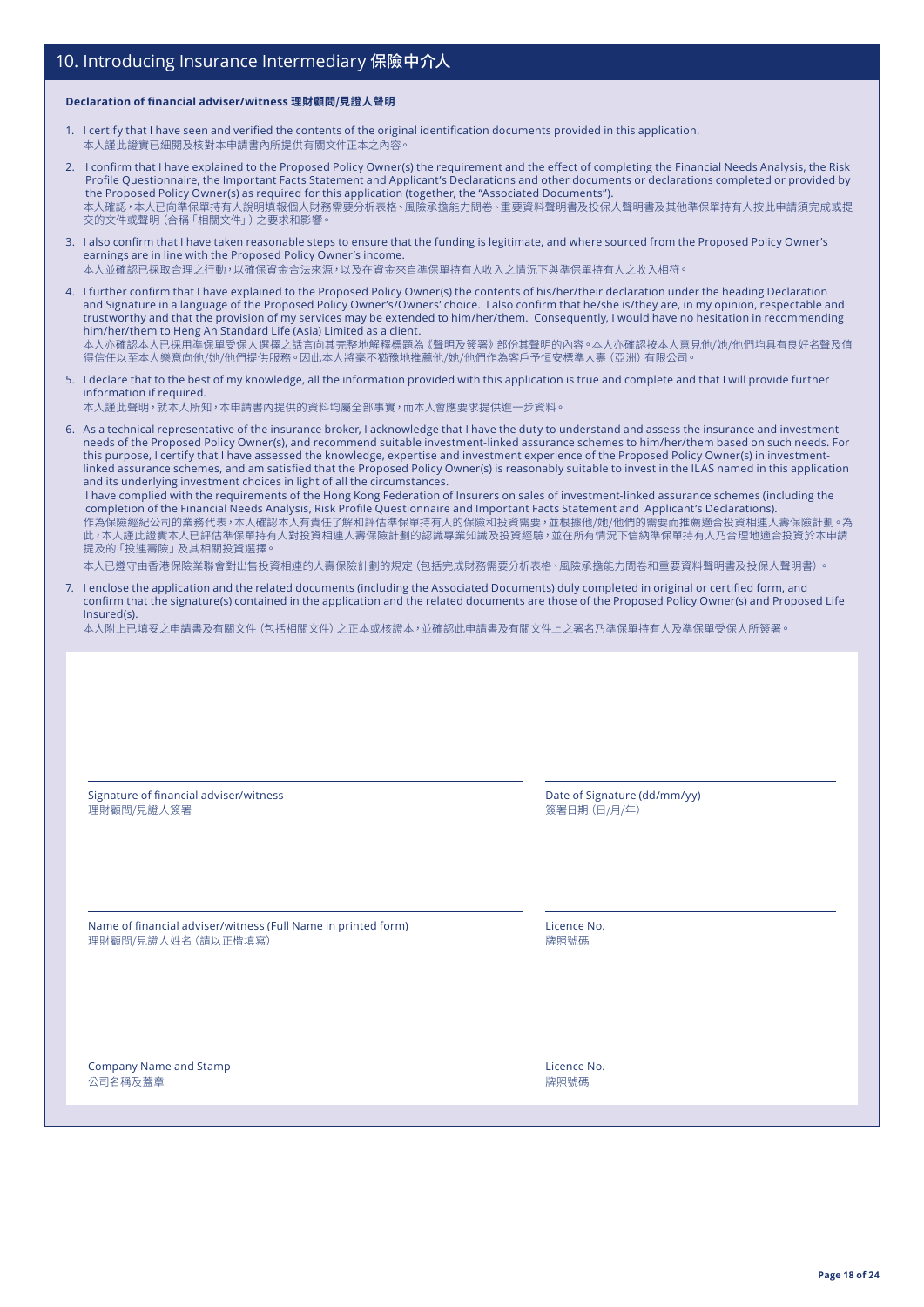## 10. Introducing Insurance Intermediary 保險中介人

**Declaration of financial adviser/witness 理財顧問/見證人聲明**

1. I certify that I have seen and verified the contents of the original identification documents provided in this application.
本人謹此證實已細閱及核對本申請書內所提供有關文件正本之內容。

2. I confirm that I have explained to the Proposed Policy Owner(s) the requirement and the effect of completing the Financial Needs Analysis, the Risk Profile Questionnaire, the Important Facts Statement and Applicant's Declarations and other documents or declarations completed or provided by the Proposed Policy Owner(s) as required for this application (together, the "Associated Documents").
本人確認，本人已向準保單持有人說明填報個人財務需要分析表格、風險承擔能力問卷、重要資料聲明書及投保人聲明書及其他準保單持有人按此申請須完成或提交的文件或聲明（合稱「相關文件」）之要求和影響。

3. I also confirm that I have taken reasonable steps to ensure that the funding is legitimate, and where sourced from the Proposed Policy Owner's earnings are in line with the Proposed Policy Owner's income.
本人並確認已採取合理之行動，以確保資金合法來源，以及在資金來自準保單持有人收入之情況下與準保單持有人之收入相符。

4. I further confirm that I have explained to the Proposed Policy Owner(s) the contents of his/her/their declaration under the heading Declaration and Signature in a language of the Proposed Policy Owner's/Owners' choice. I also confirm that he/she is/they are, in my opinion, respectable and trustworthy and that the provision of my services may be extended to him/her/them. Consequently, I would have no hesitation in recommending him/her/them to Heng An Standard Life (Asia) Limited as a client.
本人亦確認本人已採用準保單受保人選擇之話言向其完整地解釋標題為《聲明及簽署》部份其聲明的內容。本人亦確認按本人意見他/她/他們均具有良好名聲及值得信任以至本人樂意向他/她/他們提供服務。因此本人將毫不猶豫地推薦他/她/他們作為客戶予恒安標準人壽（亞洲）有限公司。

5. I declare that to the best of my knowledge, all the information provided with this application is true and complete and that I will provide further information if required.
本人謹此聲明，就本人所知，本申請書內提供的資料均屬全部事實，而本人會應要求提供進一步資料。

6. As a technical representative of the insurance broker, I acknowledge that I have the duty to understand and assess the insurance and investment needs of the Proposed Policy Owner(s), and recommend suitable investment-linked assurance schemes to him/her/them based on such needs. For this purpose, I certify that I have assessed the knowledge, expertise and investment experience of the Proposed Policy Owner(s) in investment-linked assurance schemes, and am satisfied that the Proposed Policy Owner(s) is reasonably suitable to invest in the ILAS named in this application and its underlying investment choices in light of all the circumstances.
I have complied with the requirements of the Hong Kong Federation of Insurers on sales of investment-linked assurance schemes (including the completion of the Financial Needs Analysis, Risk Profile Questionnaire and Important Facts Statement and Applicant's Declarations).
作為保險經紀公司的業務代表，本人確認本人有責任了解和評估準保單持有人的保險和投資需要，並根據他/她/他們的需要而推薦適合投資相連人壽保險計劃。為此，本人謹此證實本人已評估準保單持有人對投資相連人壽保險計劃的認識專業知識及投資經驗，並在所有情況下信納準保單持有人乃合理地適合投資於本申請提及的「投連壽險」及其相關投資選擇。
本人已遵守由香港保險業聯會對出售投資相連的人壽保險計劃的規定（包括完成財務需要分析表格、風險承擔能力問卷和重要資料聲明書及投保人聲明書）。

7. I enclose the application and the related documents (including the Associated Documents) duly completed in original or certified form, and confirm that the signature(s) contained in the application and the related documents are those of the Proposed Policy Owner(s) and Proposed Life Insured(s).
本人附上已填妥之申請書及有關文件（包括相關文件）之正本或核證本，並確認此申請書及有關文件上之署名乃準保單持有人及準保單受保人所簽署。

| | |
|---|---|
| Signature of financial adviser/witness<br>理財顧問/見證人簽署 | Date of Signature (dd/mm/yy)<br>簽署日期（日/月/年） |
| Name of financial adviser/witness (Full Name in printed form)<br>理財顧問/見證人姓名（請以正楷填寫） | Licence No.<br>牌照號碼 |
| Company Name and Stamp<br>公司名稱及蓋章 | Licence No.<br>牌照號碼 |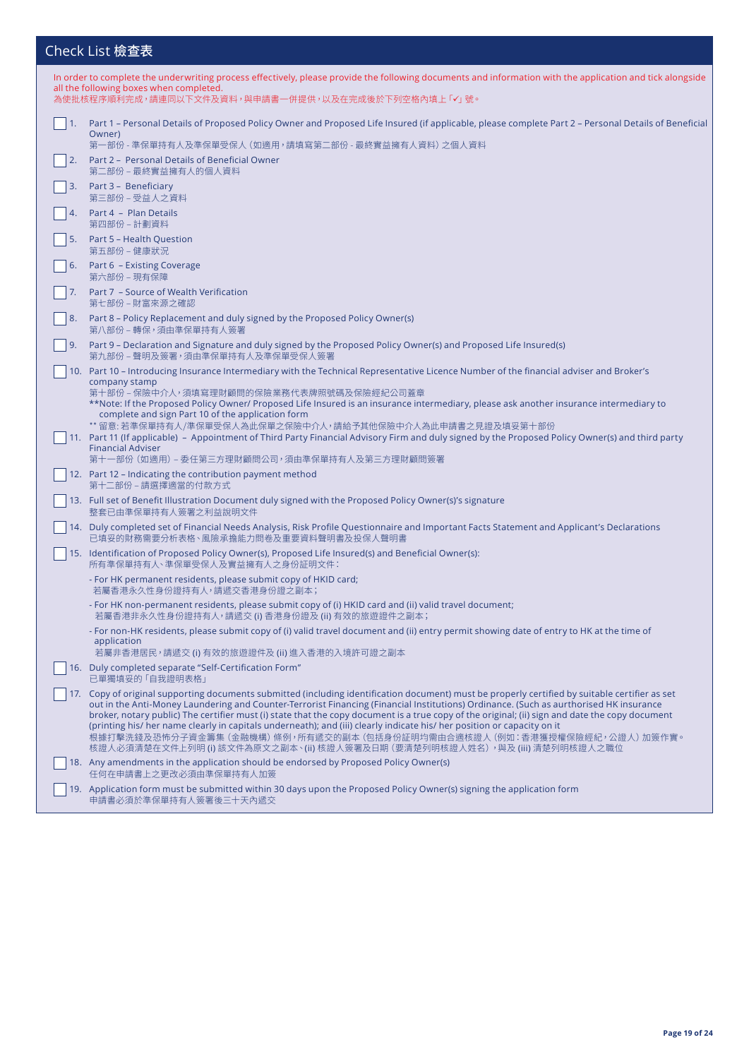## Check List 檢查表

In order to complete the underwriting process effectively, please provide the following documents and information with the application and tick alongside all the following boxes when completed.
為使批核程序順利完成，請連同以下文件及資料，與申請書一併提供，以及在完成後於下列空格內填上「✓」號。

- ☐ 1. Part 1 – Personal Details of Proposed Policy Owner and Proposed Life Insured (if applicable, please complete Part 2 – Personal Details of Beneficial Owner)
  第一部份 - 準保單持有人及準保單受保人（如適用，請填寫第二部份 - 最終實益擁有人資料）之個人資料
- ☐ 2. Part 2 – Personal Details of Beneficial Owner
  第二部份 – 最終實益擁有人的個人資料
- ☐ 3. Part 3 – Beneficiary
  第三部份 – 受益人之資料
- ☐ 4. Part 4 – Plan Details
  第四部份 – 計劃資料
- ☐ 5. Part 5 – Health Question
  第五部份 – 健康狀況
- ☐ 6. Part 6 – Existing Coverage
  第六部份 – 現有保障
- ☐ 7. Part 7 – Source of Wealth Verification
  第七部份 – 財富來源之確認
- ☐ 8. Part 8 – Policy Replacement and duly signed by the Proposed Policy Owner(s)
  第八部份 – 轉保，須由準保單持有人簽署
- ☐ 9. Part 9 – Declaration and Signature and duly signed by the Proposed Policy Owner(s) and Proposed Life Insured(s)
  第九部份 – 聲明及簽署，須由準保單持有人及準保單受保人簽署
- ☐ 10. Part 10 – Introducing Insurance Intermediary with the Technical Representative Licence Number of the financial adviser and Broker's company stamp
  第十部份 – 保險中介人，須填寫理財顧問的保險業務代表牌照號碼及保險經紀公司蓋章
  **Note: If the Proposed Policy Owner/ Proposed Life Insured is an insurance intermediary, please ask another insurance intermediary to complete and sign Part 10 of the application form
  ** 留意: 若準保單持有人/準保單受保人為此保單之保險中介人，請給予其他保險中介人為此申請書之見證及填妥第十部份
- ☐ 11. Part 11 (If applicable) – Appointment of Third Party Financial Advisory Firm and duly signed by the Proposed Policy Owner(s) and third party Financial Adviser
  第十一部份（如適用）– 委任第三方理財顧問公司，須由準保單持有人及第三方理財顧問簽署
- ☐ 12. Part 12 – Indicating the contribution payment method
  第十二部份 – 請選擇適當的付款方式
- ☐ 13. Full set of Benefit Illustration Document duly signed with the Proposed Policy Owner(s)'s signature
  整套已由準保單持有人簽署之利益說明文件
- ☐ 14. Duly completed set of Financial Needs Analysis, Risk Profile Questionnaire and Important Facts Statement and Applicant's Declarations
  已填妥的財務需要分析表格、風險承擔能力問卷及重要資料聲明書及投保人聲明書
- ☐ 15. Identification of Proposed Policy Owner(s), Proposed Life Insured(s) and Beneficial Owner(s):
  所有準保單持有人、準保單受保人及實益擁有人之身份證明文件：
  - For HK permanent residents, please submit copy of HKID card;
    若屬香港永久性身份證持有人，請遞交香港身份證之副本；
  - For HK non-permanent residents, please submit copy of (i) HKID card and (ii) valid travel document;
    若屬香港非永久性身份證持有人，請遞交 (i) 香港身份證及 (ii) 有效的旅遊證件之副本；
  - For non-HK residents, please submit copy of (i) valid travel document and (ii) entry permit showing date of entry to HK at the time of application
    若屬非香港居民，請遞交 (i) 有效的旅遊證件及 (ii) 進入香港的入境許可證之副本
- ☐ 16. Duly completed separate "Self-Certification Form"
  已單獨填妥的「自我證明表格」
- ☐ 17. Copy of original supporting documents submitted (including identification document) must be properly certified by suitable certifier as set out in the Anti-Money Laundering and Counter-Terrorist Financing (Financial Institutions) Ordinance. (Such as aurthorised HK insurance broker, notary public) The certifier must (i) state that the copy document is a true copy of the original; (ii) sign and date the copy document (printing his/ her name clearly in capitals underneath); and (iii) clearly indicate his/ her position or capacity on it
  根據打擊洗錢及恐怖分子資金籌集（金融機構）條例，所有遞交的副本（包括身份証明均需由合適核證人（例如：香港獲授權保險經紀，公證人）加簽作實。核證人必須清楚在文件上列明 (i) 該文件為原文之副本、(ii) 核證人簽署及日期（要清楚列明核證人姓名），與及 (iii) 清楚列明核證人之職位
- ☐ 18. Any amendments in the application should be endorsed by Proposed Policy Owner(s)
  任何在申請書上之更改必須由準保單持有人加簽
- ☐ 19. Application form must be submitted within 30 days upon the Proposed Policy Owner(s) signing the application form
  申請書必須於準保單持有人簽署後三十天內遞交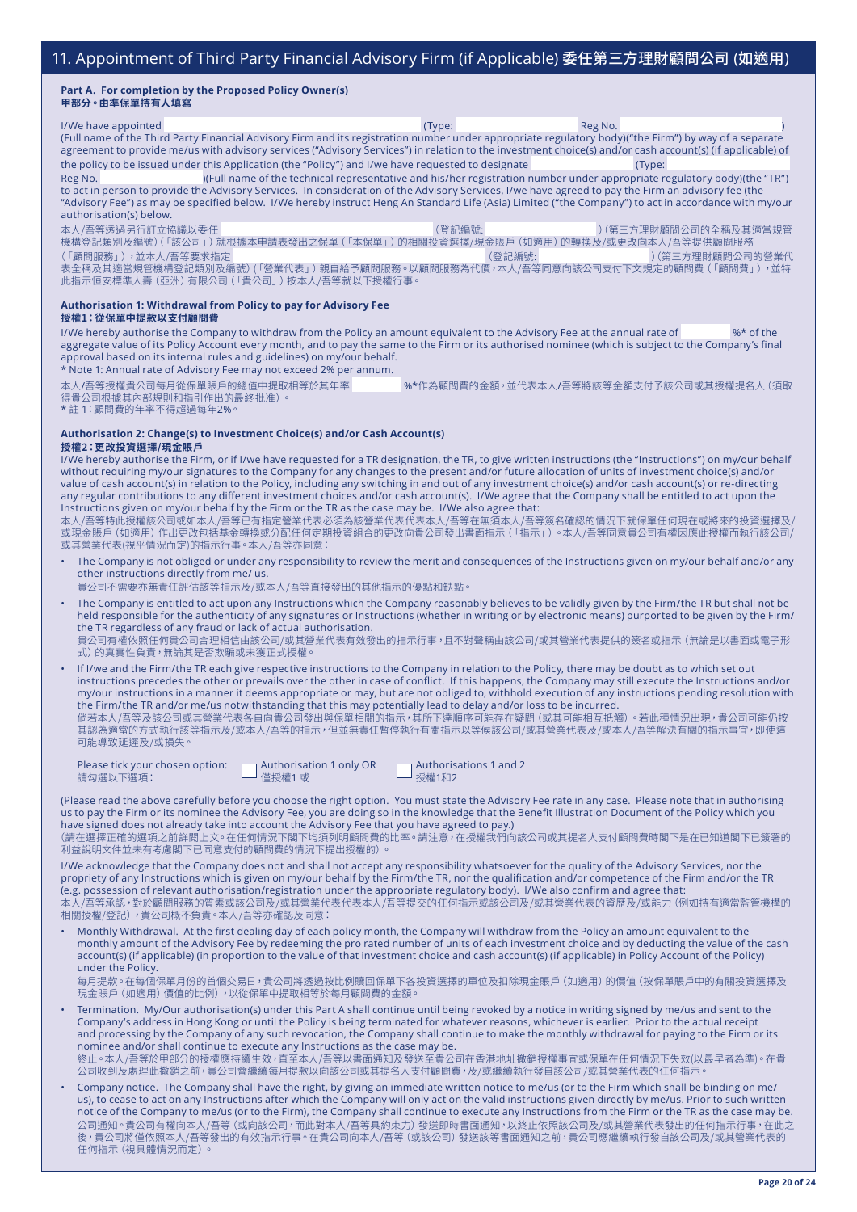## 11. Appointment of Third Party Financial Advisory Firm (if Applicable) 委任第三方理財顧問公司 (如適用)

**Part A. For completion by the Proposed Policy Owner(s)**
**甲部分。由準保單持有人填寫**

I/We have appointed ______________________ (Type: ______________ Reg No. ______________)
(Full name of the Third Party Financial Advisory Firm and its registration number under appropriate regulatory body)("the Firm") by way of a separate agreement to provide me/us with advisory services ("Advisory Services") in relation to the investment choice(s) and/or cash account(s) (if applicable) of the policy to be issued under this Application (the "Policy") and I/we have requested to designate ______________ (Type: ______________ Reg No. ______________)(Full name of the technical representative and his/her registration number under appropriate regulatory body)(the "TR") to act in person to provide the Advisory Services. In consideration of the Advisory Services, I/we have agreed to pay the Firm an advisory fee (the "Advisory Fee") as may be specified below. I/We hereby instruct Heng An Standard Life (Asia) Limited ("the Company") to act in accordance with my/our authorisation(s) below.

本人/吾等透過另行訂立協議以委任 ______________________ (登記編號: ______________) (第三方理財顧問公司的全稱及其適當規管機構登記類別及編號)(「該公司」)就根據本申請表發出之保單(「本保單」)的相關投資選擇/現金賬戶(如適用)的轉換及/或更改向本人/吾等提供顧問服務(「顧問服務」),並本人/吾等要求指定 ______________ (登記編號: ______________) (第三方理財顧問公司的營業代表全稱及其適當規管機構登記類別及編號)(「營業代表」)親自給予顧問服務。以顧問服務為代價,本人/吾等同意向該公司支付下文規定的顧問費(「顧問費」),並特此指示恒安標準人壽(亞洲)有限公司(「貴公司」)按本人/吾等就以下授權行事。

**Authorisation 1: Withdrawal from Policy to pay for Advisory Fee**
**授權1:從保單中提款以支付顧問費**

I/We hereby authorise the Company to withdraw from the Policy an amount equivalent to the Advisory Fee at the annual rate of ________ %* of the aggregate value of its Policy Account every month, and to pay the same to the Firm or its authorised nominee (which is subject to the Company's final approval based on its internal rules and guidelines) on my/our behalf.
* Note 1: Annual rate of Advisory Fee may not exceed 2% per annum.

本人/吾等授權貴公司每月從保單賬戶的總值中提取相等於其年率 ________ %*作為顧問費的金額,並代表本人/吾等將該等金額支付予該公司或其授權提名人(須取得貴公司根據其內部規則和指引作出的最終批准)。
* 註1:顧問費的年率不得超過每年2%。

**Authorisation 2: Change(s) to Investment Choice(s) and/or Cash Account(s)**
**授權2:更改投資選擇/現金賬戶**

I/We hereby authorise the Firm, or if I/we have requested for a TR designation, the TR, to give written instructions (the "Instructions") on my/our behalf without requiring my/our signatures to the Company for any changes to the present and/or future allocation of units of investment choice(s) and/or value of cash account(s) in relation to the Policy, including any switching in and out of any investment choice(s) and/or cash account(s) or re-directing any regular contributions to any different investment choices and/or cash account(s). I/We agree that the Company shall be entitled to act upon the Instructions given on my/our behalf by the Firm or the TR as the case may be. I/We also agree that:

本人/吾等特此授權該公司或如本人/吾等已有指定營業代表必須由該營業代表代表本人/吾等在無須本人/吾等簽名確認的情況下就保單任何現在或將來的投資選擇及/或現金賬戶(如適用)作出更改包括基金轉換或分配任何定期投資組合的更改向貴公司發出書面指示(「指示」)。本人/吾等同意貴公司有權因應此授權而執行該公司/或其營業代表(視乎情況而定)的指示行事。本人/吾等亦同意:

- The Company is not obliged or under any responsibility to review the merit and consequences of the Instructions given on my/our behalf and/or any other instructions directly from me/ us.
  貴公司不需要亦無責任評估該等指示及/或本人/吾等直接發出的其他指示的優點和缺點。
- The Company is entitled to act upon any Instructions which the Company reasonably believes to be validly given by the Firm/the TR but shall not be held responsible for the authenticity of any signatures or Instructions (whether in writing or by electronic means) purported to be given by the Firm/the TR regardless of any fraud or lack of actual authorisation.
  貴公司有權依照任何貴公司合理相信由該公司/或其營業代表有效發出的指示行事,且不對聲稱由該公司/或其營業代表提供的簽名或指示(無論是以書面或電子形式)的真實性負責,無論其是否欺騙或未獲正式授權。
- If I/we and the Firm/the TR each give respective instructions to the Company in relation to the Policy, there may be doubt as to which set out instructions precedes the other or prevails over the other in case of conflict. If this happens, the Company may still execute the Instructions and/or my/our instructions in a manner it deems appropriate or may, but are not obliged to, withhold execution of any instructions pending resolution with the Firm/the TR and/or me/us notwithstanding that this may potentially lead to delay and/or loss to be incurred.
  倘若本人/吾等及該公司或其營業代表各自向貴公司發出與保單相關的指示,其所下達順序可能存在疑問(或其可能相互抵觸)。若此種情況出現,貴公司可能仍按其認為適當的方式執行該等指示及/或本人/吾等的指示,但並無責任暫停執行有關指示以等候該公司/或其營業代表及/或本人/吾等解決有關的指示事宜,即使這可能導致延遲及/或損失。

Please tick your chosen option: 請勾選以下選項:
☐ Authorisation 1 only OR 僅授權1 或
☐ Authorisations 1 and 2 授權1和2

(Please read the above carefully before you choose the right option. You must state the Advisory Fee rate in any case. Please note that in authorising us to pay the Firm or its nominee the Advisory Fee, you are doing so in the knowledge that the Benefit Illustration Document of the Policy which you have signed does not already take into account the Advisory Fee that you have agreed to pay.)
(請在選擇正確的選項之前詳閱上文。在任何情況下閣下均須列明顧問費的比率。請注意,在授權我們向該公司或其提名人支付顧問費時閣下是在已知道閣下已簽署的利益說明文件並未有考慮閣下已同意支付的顧問費的情況下提出授權的)。

I/We acknowledge that the Company does not and shall not accept any responsibility whatsoever for the quality of the Advisory Services, nor the propriety of any Instructions which is given on my/our behalf by the Firm/the TR, nor the qualification and/or competence of the Firm and/or the TR (e.g. possession of relevant authorisation/registration under the appropriate regulatory body). I/We also confirm and agree that:
本人/吾等承認,對於顧問服務的質素或該公司及/或其營業代表代表本人/吾等提交的任何指示或該公司及/或其營業代表的資歷及/或能力(例如持有適當監管機構的相關授權/登記),貴公司概不負責。本人/吾等亦確認及同意:

- Monthly Withdrawal. At the first dealing day of each policy month, the Company will withdraw from the Policy an amount equivalent to the monthly amount of the Advisory Fee by redeeming the pro rated number of units of each investment choice and by deducting the value of the cash account(s) (if applicable) (in proportion to the value of that investment choice and cash account(s) (if applicable) in Policy Account of the Policy) under the Policy.
  每月提款。在每個保單月份的首個交易日,貴公司將透過按比例贖回保單下各投資選擇的單位及扣除現金賬戶(如適用)的價值(按保單賬戶中的有關投資選擇及現金賬戶(如適用)價值的比例),以從保單中提取相等於每月顧問費的金額。
- Termination. My/Our authorisation(s) under this Part A shall continue until being revoked by a notice in writing signed by me/us and sent to the Company's address in Hong Kong or until the Policy is being terminated for whatever reasons, whichever is earlier. Prior to the actual receipt and processing by the Company of any such revocation, the Company shall continue to make the monthly withdrawal for paying to the Firm or its nominee and/or shall continue to execute any Instructions as the case may be.
  終止。本人/吾等於甲部分的授權應持續生效,直至本人/吾等以書面通知及發送至貴公司在香港地址撤銷授權事宜或保單在任何情況下失效(以最早者為準)。在貴公司收到及處理此撤銷之前,貴公司會繼續每月提款以向該公司或其提名人支付顧問費,及/或繼續執行發自該公司/或其營業代表的任何指示。
- Company notice. The Company shall have the right, by giving an immediate written notice to me/us (or to the Firm which shall be binding on me/us), to cease to act on any Instructions after which the Company will only act on the valid instructions given directly by me/us. Prior to such written notice of the Company to me/us (or to the Firm), the Company shall continue to execute any Instructions from the Firm or the TR as the case may be.
  公司通知。貴公司有權向本人/吾等(或向該公司,而此對本人/吾等具約束力)發送即時書面通知,以終止依照該公司及/或其營業代表發出的任何指示行事,在此之後,貴公司將僅依照本人/吾等發出的有效指示行事。在貴公司向本人/吾等(或該公司)發送該等書面通知之前,貴公司應繼續執行發自該公司及/或其營業代表的任何指示(視具體情況而定)。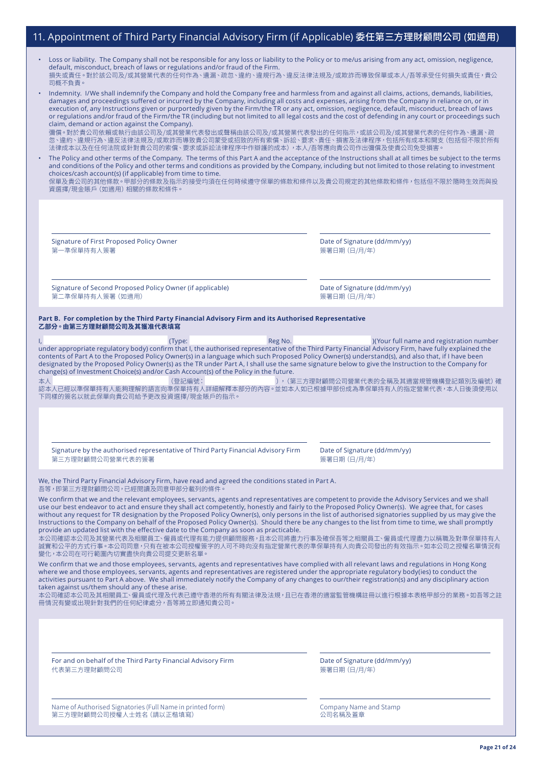## 11. Appointment of Third Party Financial Advisory Firm (if Applicable) 委任第三方理財顧問公司 (如適用)

- Loss or liability. The Company shall not be responsible for any loss or liability to the Policy or to me/us arising from any act, omission, negligence, default, misconduct, breach of laws or regulations and/or fraud of the Firm.
  損失或責任。對於該公司及/或其營業代表的任何作為、遺漏、疏忽、違約、違規行為、違反法律法規及/或欺詐而導致保單或本人/吾等承受任何損失或責任，貴公司概不負責。
- Indemnity. I/We shall indemnify the Company and hold the Company free and harmless from and against all claims, actions, demands, liabilities, damages and proceedings suffered or incurred by the Company, including all costs and expenses, arising from the Company in reliance on, or in execution of, any Instructions given or purportedly given by the Firm/the TR or any act, omission, negligence, default, misconduct, breach of laws or regulations and/or fraud of the Firm/the TR (including but not limited to all legal costs and the cost of defending in any court or proceedings such claim, demand or action against the Company).
  彌償。對於貴公司依賴或執行由該公司及/或其營業代表發出或聲稱由該公司及/或其營業代表發出的任何指示，或該公司及/或其營業代表的任何作為、遺漏、疏忽、違約、違規行為、違反法律法規及/或欺詐而導致貴公司蒙受或招致的所有索償、訴訟、要求、責任、損害及法律程序，包括所有成本和開支（包括但不限於所有法律成本以及在任何法院或針對貴公司的索償、要求或訴訟法律程序中作辯護的成本），本人/吾等應向貴公司作出彌償及使貴公司免受損害。
- The Policy and other terms of the Company. The terms of this Part A and the acceptance of the Instructions shall at all times be subject to the terms and conditions of the Policy and other terms and conditions as provided by the Company, including but not limited to those relating to investment choices/cash account(s) (if applicable) from time to time.
  保單及貴公司的其他條款。甲部分的條款及指示的接受均須在任何時候遵守保單的條款和條件以及貴公司規定的其他條款和條件，包括但不限於隨時生效而與投資選擇/現金賬戶（如適用）相關的條款和條件。

Signature of First Proposed Policy Owner 第一準保單持有人簽署 | Date of Signature (dd/mm/yy) 簽署日期（日/月/年）

Signature of Second Proposed Policy Owner (if applicable) 第二準保單持有人簽署（如適用） | Date of Signature (dd/mm/yy) 簽署日期（日/月/年）

**Part B. For completion by the Third Party Financial Advisory Firm and its Authorised Representative**
**乙部分。由第三方理財顧問公司及其獲准代表填寫**

I, ________________ (Type: ________________ Reg No. ________________ )(Your full name and registration number under appropriate regulatory body) confirm that I, the authorised representative of the Third Party Financial Advisory Firm, have fully explained the contents of Part A to the Proposed Policy Owner(s) in a language which such Proposed Policy Owner(s) understand(s), and also that, if I have been designated by the Proposed Policy Owner(s) as the TR under Part A, I shall use the same signature below to give the Instruction to the Company for change(s) of Investment Choice(s) and/or Cash Account(s) of the Policy in the future.

本人 ________________（登記編號：________________），（第三方理財顧問公司營業代表的全稱及其適當規管機構登記類別及編號）確認本人已經以準保單持有人能夠理解的語言向準保單持有人詳細解釋本部分的內容。並如本人如已根據甲部份成為準保單持有人的指定營業代表，本人日後須使用以下同樣的簽名以就此保單向貴公司給予更改投資選擇/現金賬戶的指示。

Signature by the authorised representative of Third Party Financial Advisory Firm 第三方理財顧問公司營業代表的簽署 | Date of Signature (dd/mm/yy) 簽署日期（日/月/年）

We, the Third Party Financial Advisory Firm, have read and agreed the conditions stated in Part A.
吾等，即第三方理財顧問公司，已經閱讀及同意甲部分載列的條件。

We confirm that we and the relevant employees, servants, agents and representatives are competent to provide the Advisory Services and we shall use our best endeavor to act and ensure they shall act competently, honestly and fairly to the Proposed Policy Owner(s). We agree that, for cases without any request for TR designation by the Proposed Policy Owner(s), only persons in the list of authorised signatories supplied by us may give the Instructions to the Company on behalf of the Proposed Policy Owner(s). Should there be any changes to the list from time to time, we shall promptly provide an updated list with the effective date to the Company as soon as practicable.
本公司確認本公司及其營業代表及相關員工、僱員或代理有能力提供顧問服務，且本公司將盡力行事及確保吾等之相關員工、僱員或代理盡力以稱職及對準保單持有人誠實和公平的方式行事。本公司同意，只有在被本公司授權簽字的人可不時向沒有指定營業代表的準保單持有人向貴公司發出的有效指示。如本公司之授權名單情況有變化，本公司在可行範圍內切實盡快向貴公司提交更新名單。

We confirm that we and those employees, servants, agents and representatives have complied with all relevant laws and regulations in Hong Kong where we and those employees, servants, agents and representatives are registered under the appropriate regulatory body(ies) to conduct the activities pursuant to Part A above. We shall immediately notify the Company of any changes to our/their registration(s) and any disciplinary action taken against us/them should any of these arise.
本公司確認本公司及其相關員工、僱員或代理及代表已遵守香港的所有有關法律及法規，且已在香港的適當監管機構註冊以進行根據本表格甲部分的業務。如吾等之註冊情況有變或出現針對我們的任何紀律處分，吾等將立即通知貴公司。

For and on behalf of the Third Party Financial Advisory Firm 代表第三方理財顧問公司 | Date of Signature (dd/mm/yy) 簽署日期（日/月/年）

Name of Authorised Signatories (Full Name in printed form) 第三方理財顧問公司授權人士姓名（請以正楷填寫） | Company Name and Stamp 公司名稱及蓋章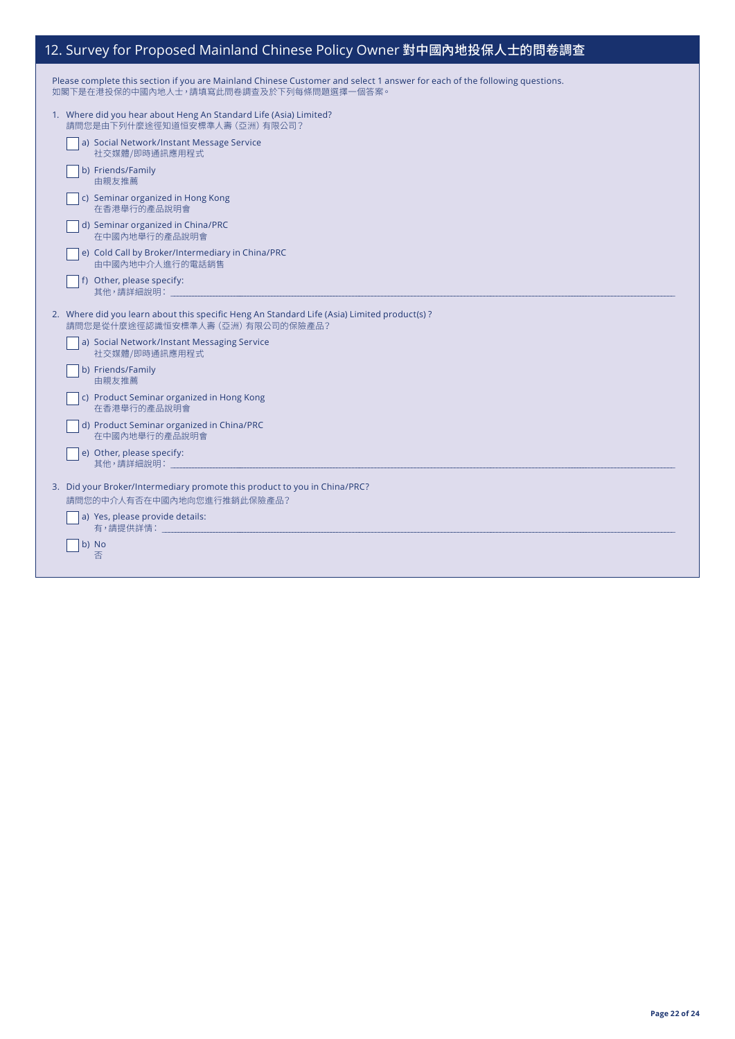## 12. Survey for Proposed Mainland Chinese Policy Owner 對中國內地投保人士的問卷調查

Please complete this section if you are Mainland Chinese Customer and select 1 answer for each of the following questions.
如閣下是在港投保的中國內地人士，請填寫此問卷調查及於下列每條問題選擇一個答案。

1. Where did you hear about Heng An Standard Life (Asia) Limited?
   請問您是由下列什麼途徑知道恒安標準人壽（亞洲）有限公司？

   - ☐ a) Social Network/Instant Message Service
     社交媒體/即時通訊應用程式
   - ☐ b) Friends/Family
     由親友推薦
   - ☐ c) Seminar organized in Hong Kong
     在香港舉行的產品說明會
   - ☐ d) Seminar organized in China/PRC
     在中國內地舉行的產品說明會
   - ☐ e) Cold Call by Broker/Intermediary in China/PRC
     由中國內地中介人進行的電話銷售
   - ☐ f) Other, please specify:
     其他，請詳細說明：\_\_\_\_\_\_\_\_\_\_\_\_\_\_\_\_\_\_\_\_

2. Where did you learn about this specific Heng An Standard Life (Asia) Limited product(s)?
   請問您是從什麼途徑認識恒安標準人壽（亞洲）有限公司的保險產品？

   - ☐ a) Social Network/Instant Messaging Service
     社交媒體/即時通訊應用程式
   - ☐ b) Friends/Family
     由親友推薦
   - ☐ c) Product Seminar organized in Hong Kong
     在香港舉行的產品說明會
   - ☐ d) Product Seminar organized in China/PRC
     在中國內地舉行的產品說明會
   - ☐ e) Other, please specify:
     其他，請詳細說明：\_\_\_\_\_\_\_\_\_\_\_\_\_\_\_\_\_\_\_\_

3. Did your Broker/Intermediary promote this product to you in China/PRC?
   請問您的中介人有否在中國內地向您進行推銷此保險產品？

   - ☐ a) Yes, please provide details:
     有，請提供詳情：\_\_\_\_\_\_\_\_\_\_\_\_\_\_\_\_\_\_\_\_
   - ☐ b) No
     否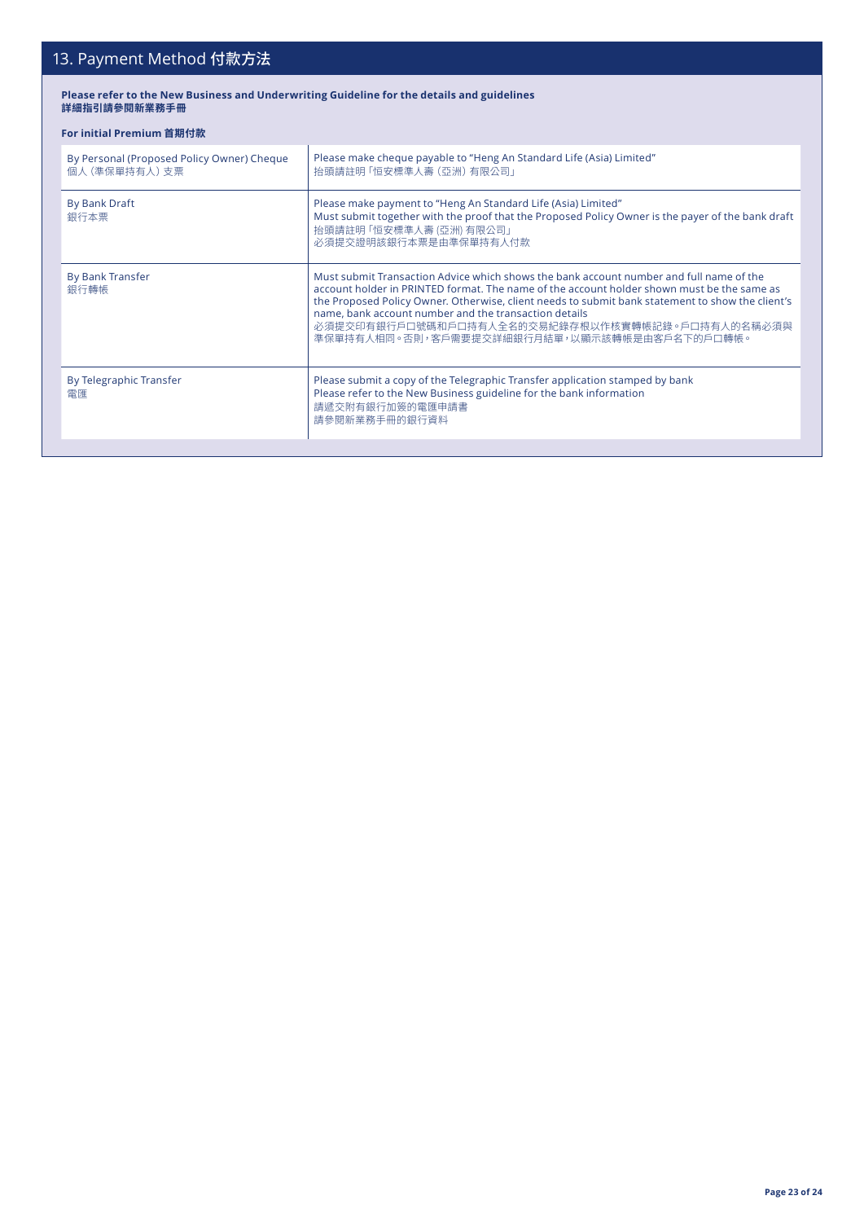## 13. Payment Method 付款方法

**Please refer to the New Business and Underwriting Guideline for the details and guidelines**
**詳細指引請參閱新業務手冊**

**For initial Premium 首期付款**

| | |
|---|---|
| By Personal (Proposed Policy Owner) Cheque<br>個人 (準保單持有人) 支票 | Please make cheque payable to "Heng An Standard Life (Asia) Limited"<br>抬頭請註明「恒安標準人壽 (亞洲) 有限公司」 |
| By Bank Draft<br>銀行本票 | Please make payment to "Heng An Standard Life (Asia) Limited"<br>Must submit together with the proof that the Proposed Policy Owner is the payer of the bank draft<br>抬頭請註明「恒安標準人壽 (亞洲) 有限公司」<br>必須提交證明該銀行本票是由準保單持有人付款 |
| By Bank Transfer<br>銀行轉帳 | Must submit Transaction Advice which shows the bank account number and full name of the account holder in PRINTED format. The name of the account holder shown must be the same as the Proposed Policy Owner. Otherwise, client needs to submit bank statement to show the client's name, bank account number and the transaction details<br>必須提交印有銀行戶口號碼和戶口持有人全名的交易紀錄存根以作核實轉帳紀錄。戶口持有人的名稱必須與準保單持有人相同。否則，客戶需要提交詳細銀行月結單，以顯示該轉帳是由客戶名下的戶口轉帳。 |
| By Telegraphic Transfer<br>電匯 | Please submit a copy of the Telegraphic Transfer application stamped by bank<br>Please refer to the New Business guideline for the bank information<br>請遞交附有銀行加簽的電匯申請書<br>請參閱新業務手冊的銀行資料 |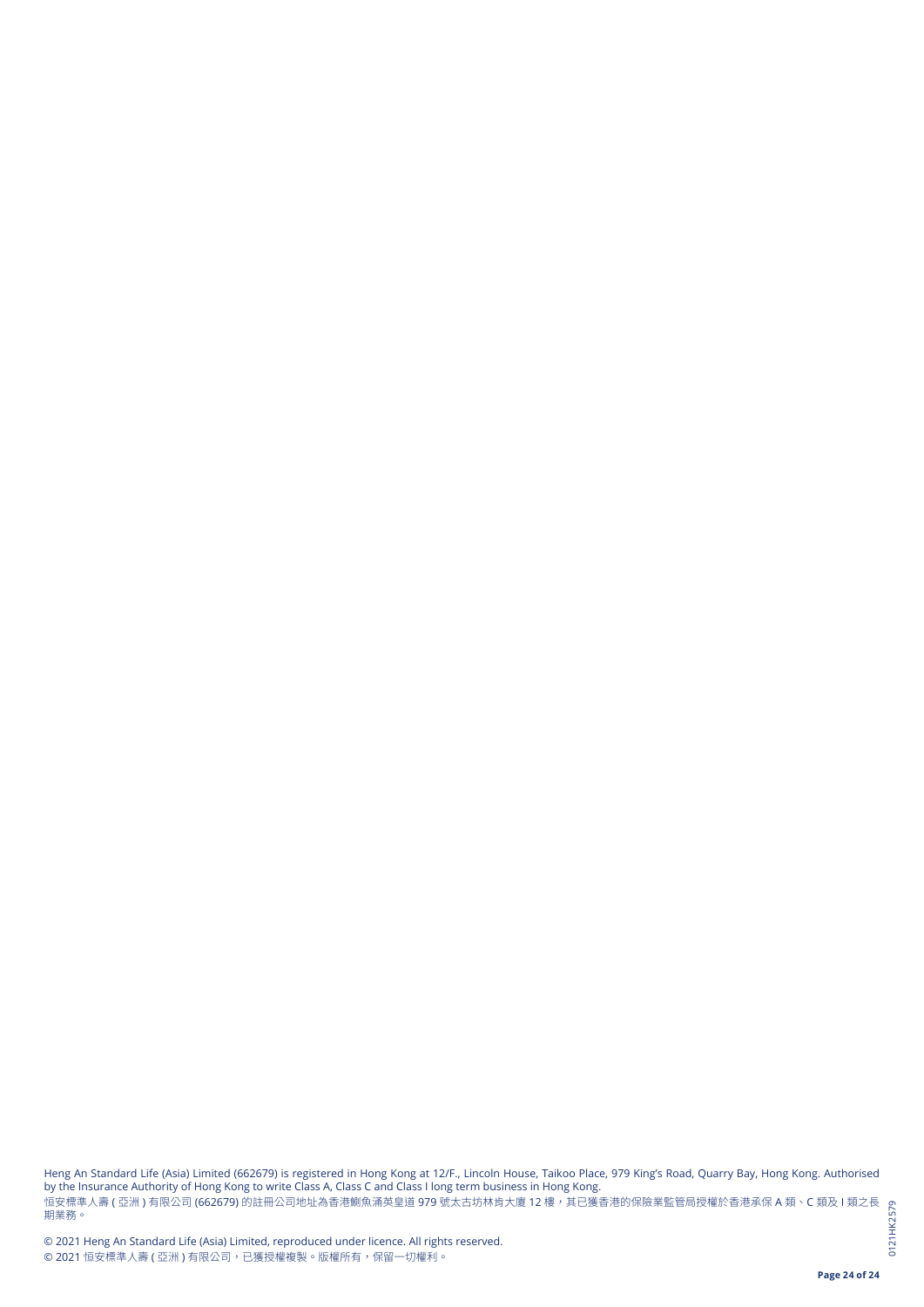Heng An Standard Life (Asia) Limited (662679) is registered in Hong Kong at 12/F., Lincoln House, Taikoo Place, 979 King's Road, Quarry Bay, Hong Kong. Authorised by the Insurance Authority of Hong Kong to write Class A, Class C and Class I long term business in Hong Kong.
恒安標準人壽 ( 亞洲 ) 有限公司 (662679) 的註冊公司地址為香港鰂魚涌英皇道 979 號太古坊林肯大廈 12 樓，其已獲香港的保險業監管局授權於香港承保 A 類、C 類及 I 類之長期業務。

© 2021 Heng An Standard Life (Asia) Limited, reproduced under licence. All rights reserved.
© 2021 恒安標準人壽 ( 亞洲 ) 有限公司，已獲授權複製。版權所有，保留一切權利。

0121HK2579